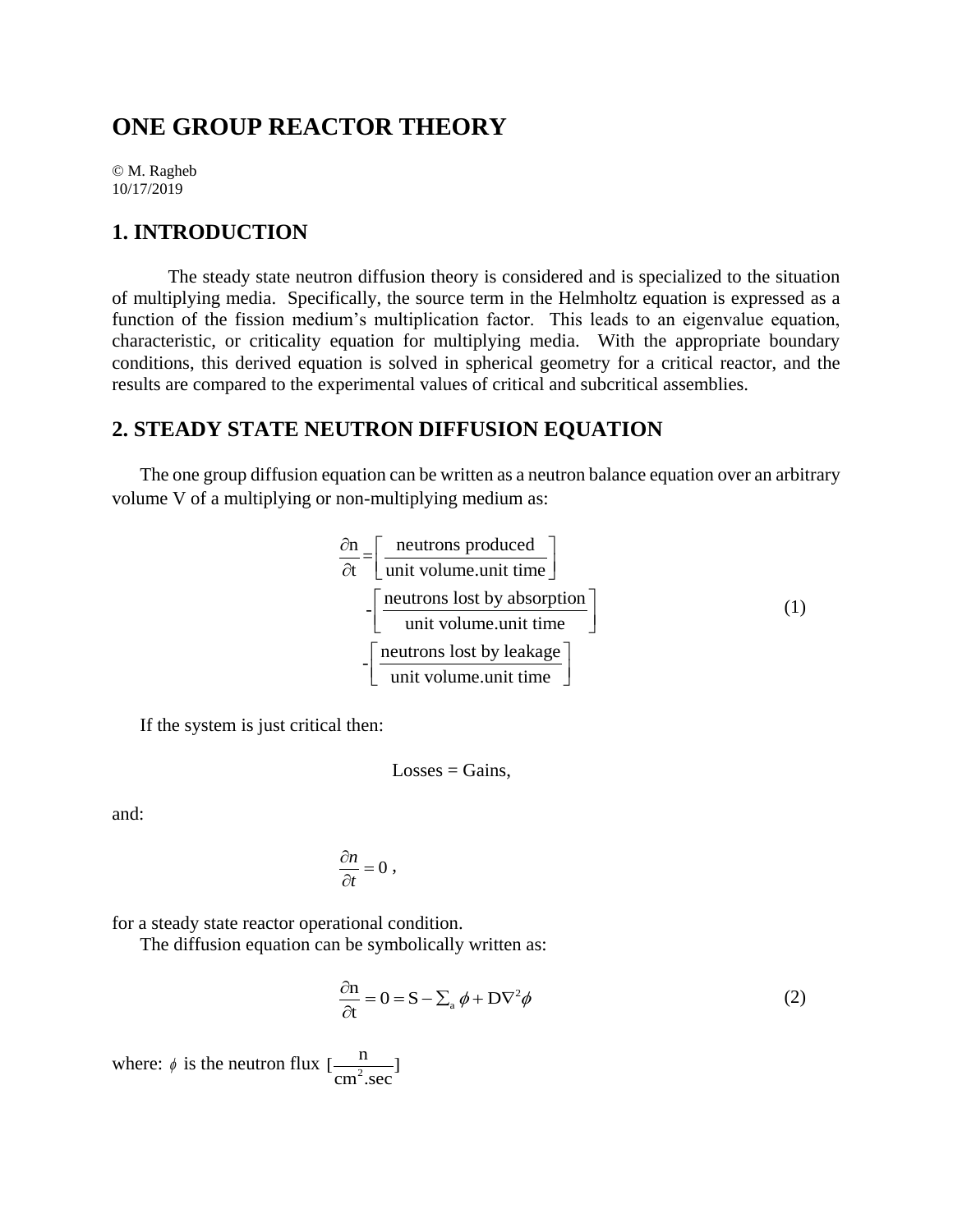# ONE GROUP REACTOR THEORY

© M. Ragheb
10/17/2019

## 1. INTRODUCTION

The steady state neutron diffusion theory is considered and is specialized to the situation of multiplying media. Specifically, the source term in the Helmholtz equation is expressed as a function of the fission medium's multiplication factor. This leads to an eigenvalue equation, characteristic, or criticality equation for multiplying media. With the appropriate boundary conditions, this derived equation is solved in spherical geometry for a critical reactor, and the results are compared to the experimental values of critical and subcritical assemblies.

## 2. STEADY STATE NEUTRON DIFFUSION EQUATION

The one group diffusion equation can be written as a neutron balance equation over an arbitrary volume V of a multiplying or non-multiplying medium as:

$$\begin{aligned}\frac{\partial n}{\partial t} = &\left[\frac{\text{neutrons produced}}{\text{unit volume.unit time}}\right] \\ &-\left[\frac{\text{neutrons lost by absorption}}{\text{unit volume.unit time}}\right] \\ &-\left[\frac{\text{neutrons lost by leakage}}{\text{unit volume.unit time}}\right]\end{aligned} \tag{1}$$

If the system is just critical then:

Losses = Gains,

and:

$$\frac{\partial n}{\partial t} = 0 \ ,$$

for a steady state reactor operational condition.

The diffusion equation can be symbolically written as:

$$\frac{\partial n}{\partial t} = 0 = S - \sum_a \phi + D\nabla^2\phi \tag{2}$$

where: $\phi$ is the neutron flux $[\frac{n}{cm^2.sec}]$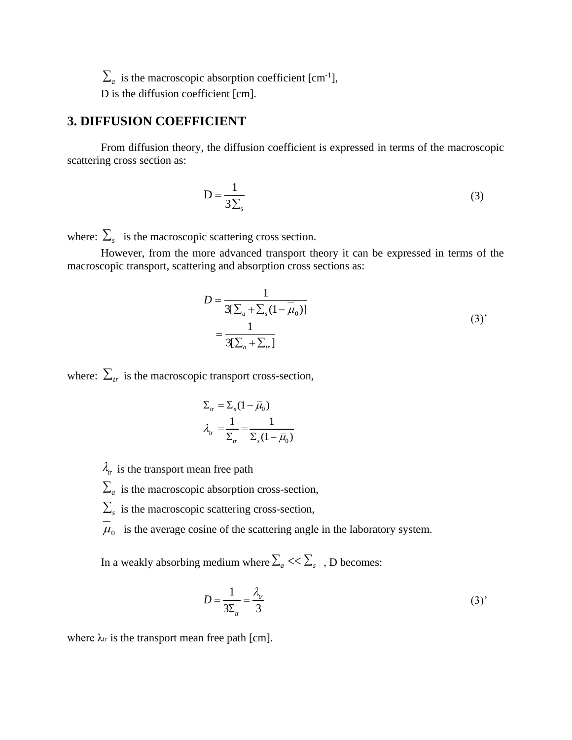$\Sigma_a$ is the macroscopic absorption coefficient [$cm^{-1}$],

D is the diffusion coefficient [cm].

## 3. DIFFUSION COEFFICIENT

From diffusion theory, the diffusion coefficient is expressed in terms of the macroscopic scattering cross section as:

$$D = \frac{1}{3\Sigma_s} \tag{3}$$

where: $\Sigma_s$ is the macroscopic scattering cross section.

However, from the more advanced transport theory it can be expressed in terms of the macroscopic transport, scattering and absorption cross sections as:

$$D = \frac{1}{3[\Sigma_a + \Sigma_s(1-\bar{\mu}_0)]} = \frac{1}{3[\Sigma_a + \Sigma_{tr}]} \tag{3'}$$

where: $\Sigma_{tr}$ is the macroscopic transport cross-section,

$$\Sigma_{tr} = \Sigma_s(1-\bar{\mu}_0)$$

$$\lambda_{tr} = \frac{1}{\Sigma_{tr}} = \frac{1}{\Sigma_s(1-\bar{\mu}_0)}$$

$\lambda_{tr}$ is the transport mean free path

$\Sigma_a$ is the macroscopic absorption cross-section,

$\Sigma_s$ is the macroscopic scattering cross-section,

$\bar{\mu}_0$ is the average cosine of the scattering angle in the laboratory system.

In a weakly absorbing medium where $\Sigma_a << \Sigma_s$ , D becomes:

$$D = \frac{1}{3\Sigma_{tr}} = \frac{\lambda_{tr}}{3} \tag{3'}$$

where $\lambda_{tr}$ is the transport mean free path [cm].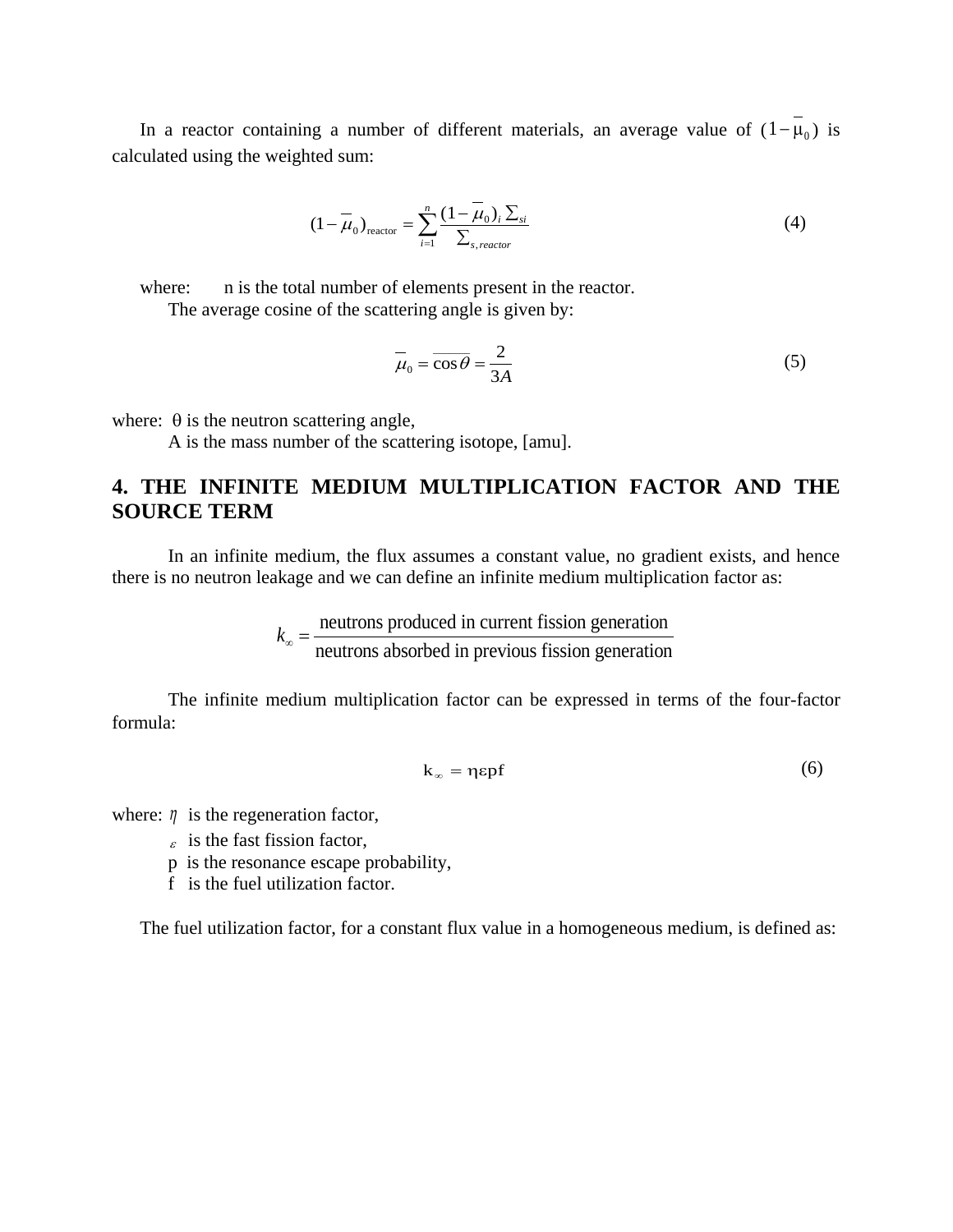In a reactor containing a number of different materials, an average value of $(1-\bar{\mu}_0)$ is calculated using the weighted sum:

$$(1-\bar{\mu}_0)_{\text{reactor}} = \sum_{i=1}^{n} \frac{(1-\bar{\mu}_0)_i \, \Sigma_{si}}{\Sigma_{s,reactor}} \tag{4}$$

where: n is the total number of elements present in the reactor.

The average cosine of the scattering angle is given by:

$$\bar{\mu}_0 = \overline{\cos\theta} = \frac{2}{3A} \tag{5}$$

where: $\theta$ is the neutron scattering angle,

A is the mass number of the scattering isotope, [amu].

## 4. THE INFINITE MEDIUM MULTIPLICATION FACTOR AND THE SOURCE TERM

In an infinite medium, the flux assumes a constant value, no gradient exists, and hence there is no neutron leakage and we can define an infinite medium multiplication factor as:

$$k_\infty = \frac{\text{neutrons produced in current fission generation}}{\text{neutrons absorbed in previous fission generation}}$$

The infinite medium multiplication factor can be expressed in terms of the four-factor formula:

$$k_\infty = \eta \varepsilon p f \tag{6}$$

where: $\eta$ is the regeneration factor,

$\varepsilon$ is the fast fission factor,

p is the resonance escape probability,

f is the fuel utilization factor.

The fuel utilization factor, for a constant flux value in a homogeneous medium, is defined as: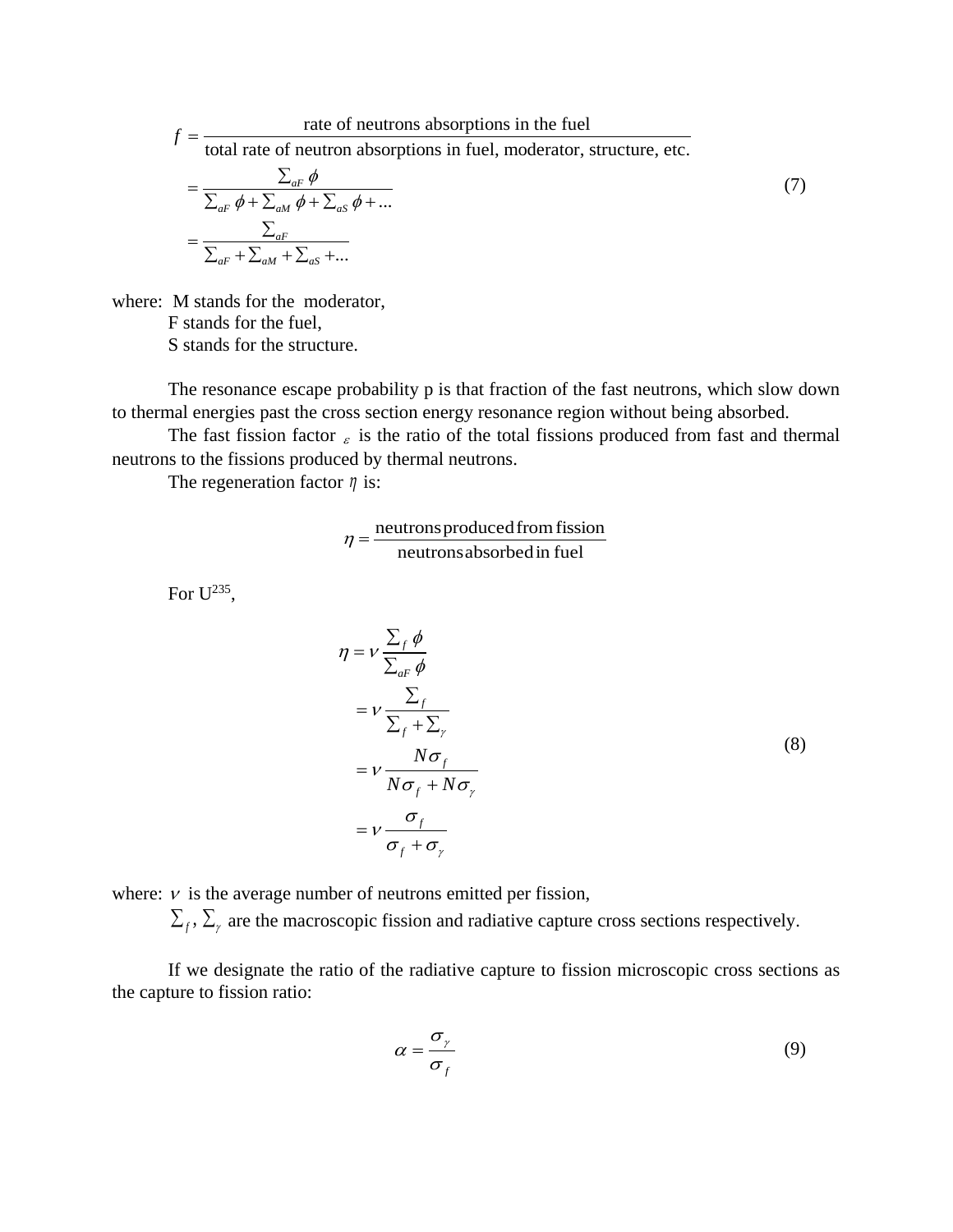$$
\begin{aligned}
f &= \frac{\text{rate of neutrons absorptions in the fuel}}{\text{total rate of neutron absorptions in fuel, moderator, structure, etc.}} \\
&= \frac{\sum_{aF} \phi}{\sum_{aF} \phi + \sum_{aM} \phi + \sum_{aS} \phi + ...} \\
&= \frac{\sum_{aF}}{\sum_{aF} + \sum_{aM} + \sum_{aS} + ...}
\end{aligned} \tag{7}
$$

where: M stands for the moderator,
F stands for the fuel,
S stands for the structure.

The resonance escape probability p is that fraction of the fast neutrons, which slow down to thermal energies past the cross section energy resonance region without being absorbed.

The fast fission factor $\varepsilon$ is the ratio of the total fissions produced from fast and thermal neutrons to the fissions produced by thermal neutrons.

The regeneration factor $\eta$ is:

$$
\eta = \frac{\text{neutrons produced from fission}}{\text{neutrons absorbed in fuel}}
$$

For $U^{235}$,

$$
\begin{aligned}
\eta &= \nu \frac{\sum_f \phi}{\sum_{aF} \phi} \\
&= \nu \frac{\sum_f}{\sum_f + \sum_\gamma} \\
&= \nu \frac{N\sigma_f}{N\sigma_f + N\sigma_\gamma} \\
&= \nu \frac{\sigma_f}{\sigma_f + \sigma_\gamma}
\end{aligned} \tag{8}
$$

where: $\nu$ is the average number of neutrons emitted per fission,
$\sum_f, \sum_\gamma$ are the macroscopic fission and radiative capture cross sections respectively.

If we designate the ratio of the radiative capture to fission microscopic cross sections as the capture to fission ratio:

$$
\alpha = \frac{\sigma_\gamma}{\sigma_f} \tag{9}
$$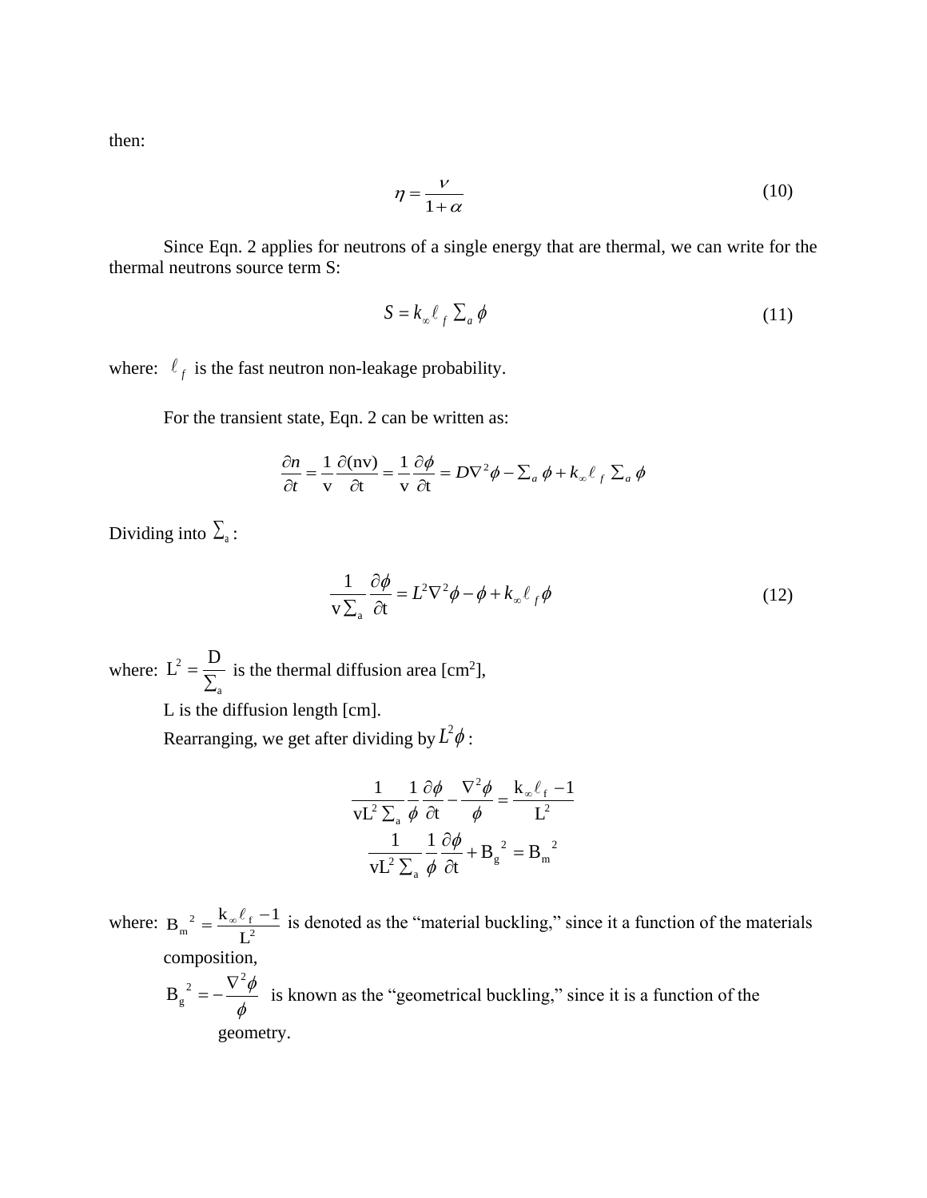then:

$$\eta = \frac{\nu}{1+\alpha} \tag{10}$$

Since Eqn. 2 applies for neutrons of a single energy that are thermal, we can write for the thermal neutrons source term S:

$$S = k_{\infty} \ell_f \Sigma_a \phi \tag{11}$$

where: $\ell_f$ is the fast neutron non-leakage probability.

For the transient state, Eqn. 2 can be written as:

$$\frac{\partial n}{\partial t} = \frac{1}{\mathrm{v}} \frac{\partial (\mathrm{nv})}{\partial \mathrm{t}} = \frac{1}{\mathrm{v}} \frac{\partial \phi}{\partial \mathrm{t}} = D\nabla^2 \phi - \Sigma_a \phi + k_{\infty} \ell_f \Sigma_a \phi$$

Dividing into $\Sigma_a$:

$$\frac{1}{\mathrm{v}\Sigma_a} \frac{\partial \phi}{\partial \mathrm{t}} = L^2 \nabla^2 \phi - \phi + k_{\infty} \ell_f \phi \tag{12}$$

where: $L^2 = \frac{D}{\Sigma_a}$ is the thermal diffusion area [cm$^2$],

L is the diffusion length [cm].

Rearranging, we get after dividing by $L^2 \phi$:

$$\frac{1}{\mathrm{v}L^2 \Sigma_a} \frac{1}{\phi} \frac{\partial \phi}{\partial \mathrm{t}} - \frac{\nabla^2 \phi}{\phi} = \frac{k_{\infty} \ell_f - 1}{L^2}$$

$$\frac{1}{\mathrm{v}L^2 \Sigma_a} \frac{1}{\phi} \frac{\partial \phi}{\partial \mathrm{t}} + B_g^{\ 2} = B_m^{\ 2}$$

where: $B_m^{\ 2} = \frac{k_{\infty} \ell_f - 1}{L^2}$ is denoted as the "material buckling," since it a function of the materials composition,

$B_g^{\ 2} = -\frac{\nabla^2 \phi}{\phi}$ is known as the "geometrical buckling," since it is a function of the geometry.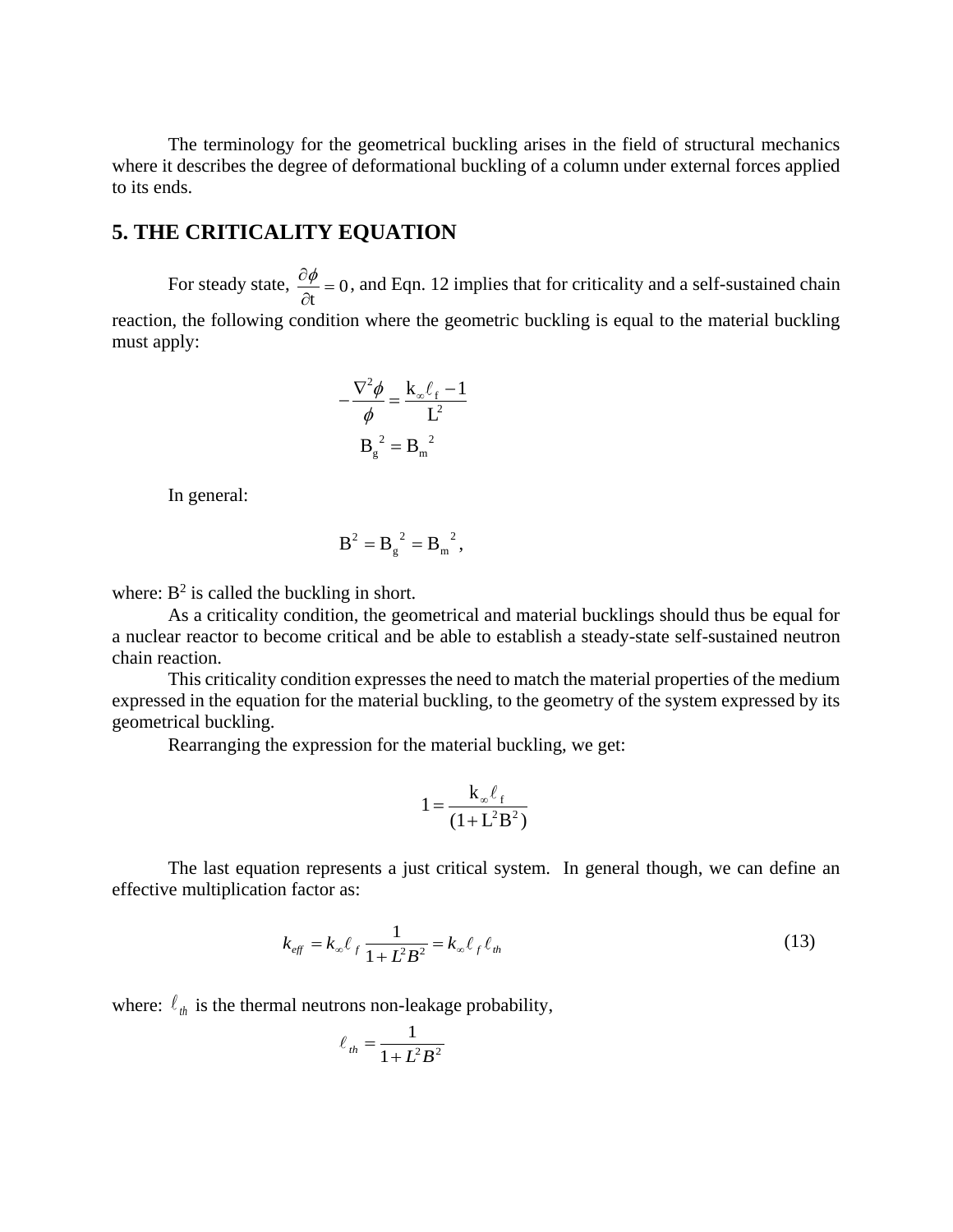The terminology for the geometrical buckling arises in the field of structural mechanics where it describes the degree of deformational buckling of a column under external forces applied to its ends.

## 5. THE CRITICALITY EQUATION

For steady state, $\frac{\partial \phi}{\partial t} = 0$, and Eqn. 12 implies that for criticality and a self-sustained chain reaction, the following condition where the geometric buckling is equal to the material buckling must apply:

$$-\frac{\nabla^2 \phi}{\phi} = \frac{k_\infty \ell_f - 1}{L^2}$$

$$B_g^{\ 2} = B_m^{\ 2}$$

In general:

$$B^2 = B_g^{\ 2} = B_m^{\ 2},$$

where: $B^2$ is called the buckling in short.

As a criticality condition, the geometrical and material bucklings should thus be equal for a nuclear reactor to become critical and be able to establish a steady-state self-sustained neutron chain reaction.

This criticality condition expresses the need to match the material properties of the medium expressed in the equation for the material buckling, to the geometry of the system expressed by its geometrical buckling.

Rearranging the expression for the material buckling, we get:

$$1 = \frac{k_\infty \ell_f}{(1 + L^2 B^2)}$$

The last equation represents a just critical system. In general though, we can define an effective multiplication factor as:

$$k_{eff} = k_\infty \ell_f \frac{1}{1 + L^2 B^2} = k_\infty \ell_f \ell_{th} \tag{13}$$

where: $\ell_{th}$ is the thermal neutrons non-leakage probability,

$$\ell_{th} = \frac{1}{1 + L^2 B^2}$$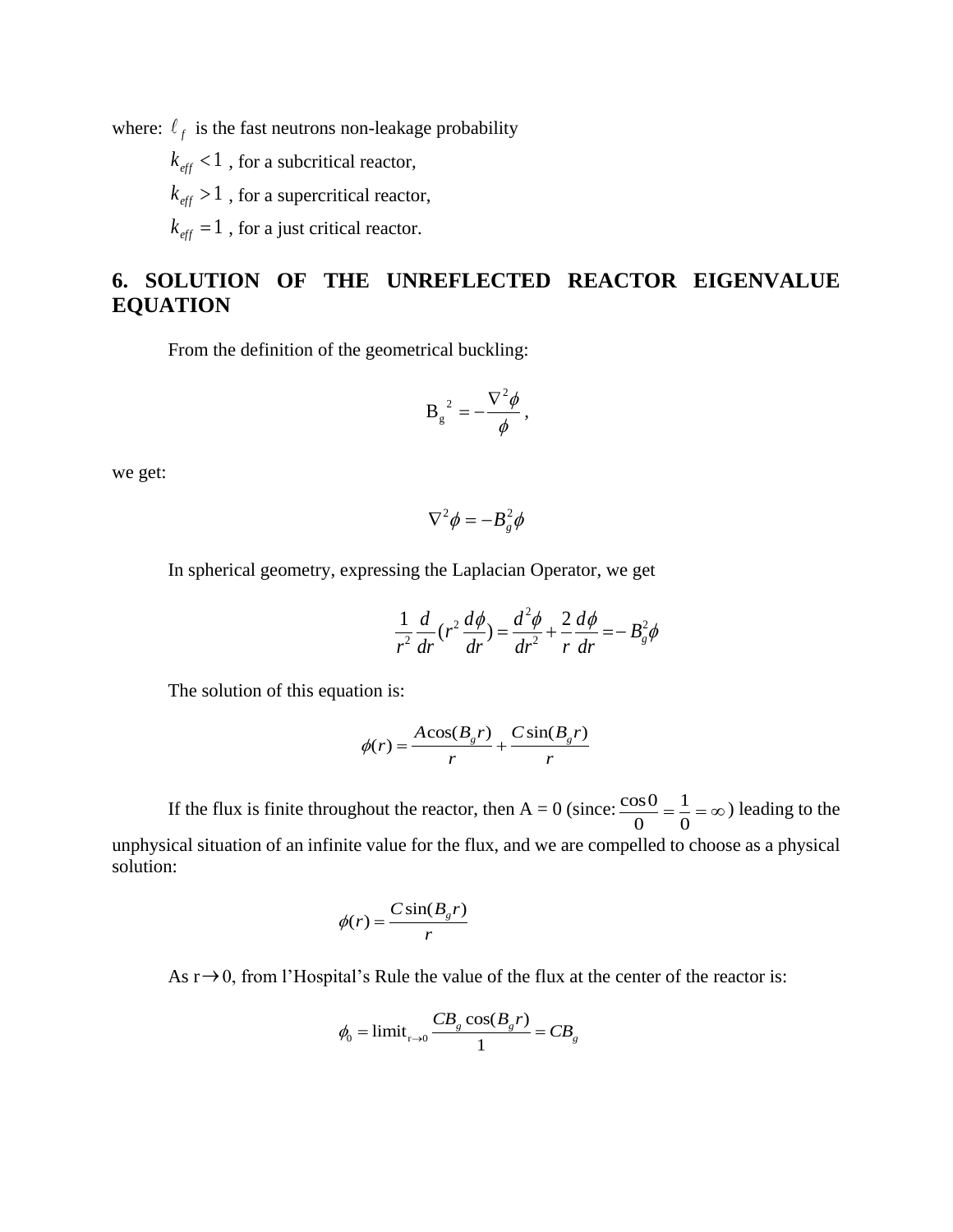where: $\ell_f$ is the fast neutrons non-leakage probability

$k_{eff} < 1$ , for a subcritical reactor,

$k_{eff} > 1$ , for a supercritical reactor,

$k_{eff} = 1$ , for a just critical reactor.

## 6. SOLUTION OF THE UNREFLECTED REACTOR EIGENVALUE EQUATION

From the definition of the geometrical buckling:

$$\mathrm{B_g}^2 = -\frac{\nabla^2 \phi}{\phi} ,$$

we get:

$$\nabla^2 \phi = -B_g^2 \phi$$

In spherical geometry, expressing the Laplacian Operator, we get

$$\frac{1}{r^2}\frac{d}{dr}(r^2 \frac{d\phi}{dr}) = \frac{d^2\phi}{dr^2} + \frac{2}{r}\frac{d\phi}{dr} = -B_g^2 \phi$$

The solution of this equation is:

$$\phi(r) = \frac{A\cos(B_g r)}{r} + \frac{C\sin(B_g r)}{r}$$

If the flux is finite throughout the reactor, then A = 0 (since: $\frac{\cos 0}{0} = \frac{1}{0} = \infty$) leading to the unphysical situation of an infinite value for the flux, and we are compelled to choose as a physical solution:

$$\phi(r) = \frac{C\sin(B_g r)}{r}$$

As $r \rightarrow 0$, from l'Hospital's Rule the value of the flux at the center of the reactor is:

$$\phi_0 = \mathrm{limit}_{r \rightarrow 0} \frac{CB_g \cos(B_g r)}{1} = CB_g$$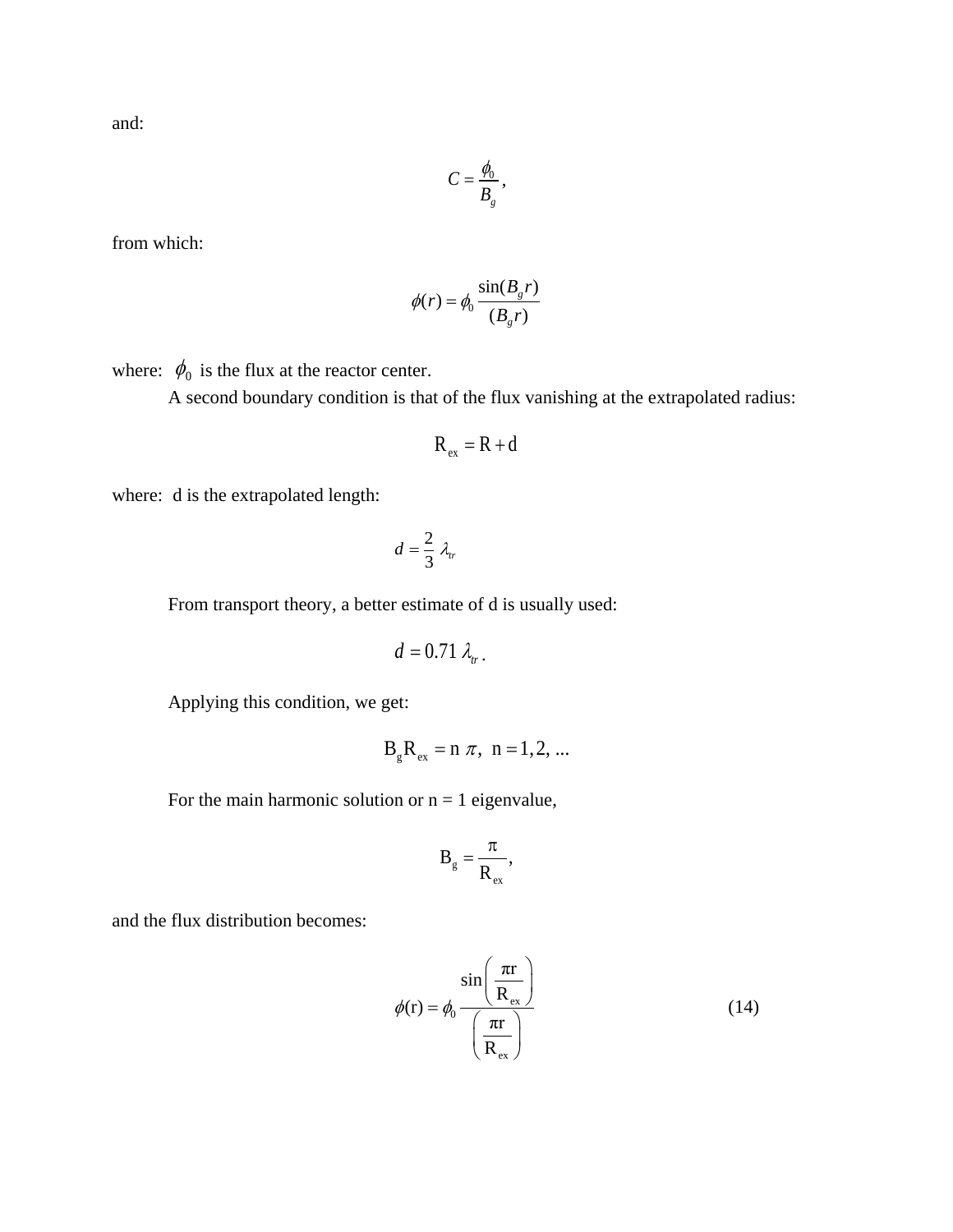and:

$$C = \frac{\phi_0}{B_g},$$

from which:

$$\phi(r) = \phi_0 \frac{\sin(B_g r)}{(B_g r)}$$

where: $\phi_0$ is the flux at the reactor center.

A second boundary condition is that of the flux vanishing at the extrapolated radius:

$$R_{ex} = R + d$$

where: d is the extrapolated length:

$$d = \frac{2}{3} \lambda_{tr}$$

From transport theory, a better estimate of d is usually used:

$$d = 0.71 \lambda_{tr}.$$

Applying this condition, we get:

$$B_g R_{ex} = n \pi, \ n = 1, 2, ...$$

For the main harmonic solution or n = 1 eigenvalue,

$$B_g = \frac{\pi}{R_{ex}},$$

and the flux distribution becomes:

$$\phi(r) = \phi_0 \frac{\sin\left(\frac{\pi r}{R_{ex}}\right)}{\left(\frac{\pi r}{R_{ex}}\right)} \tag{14}$$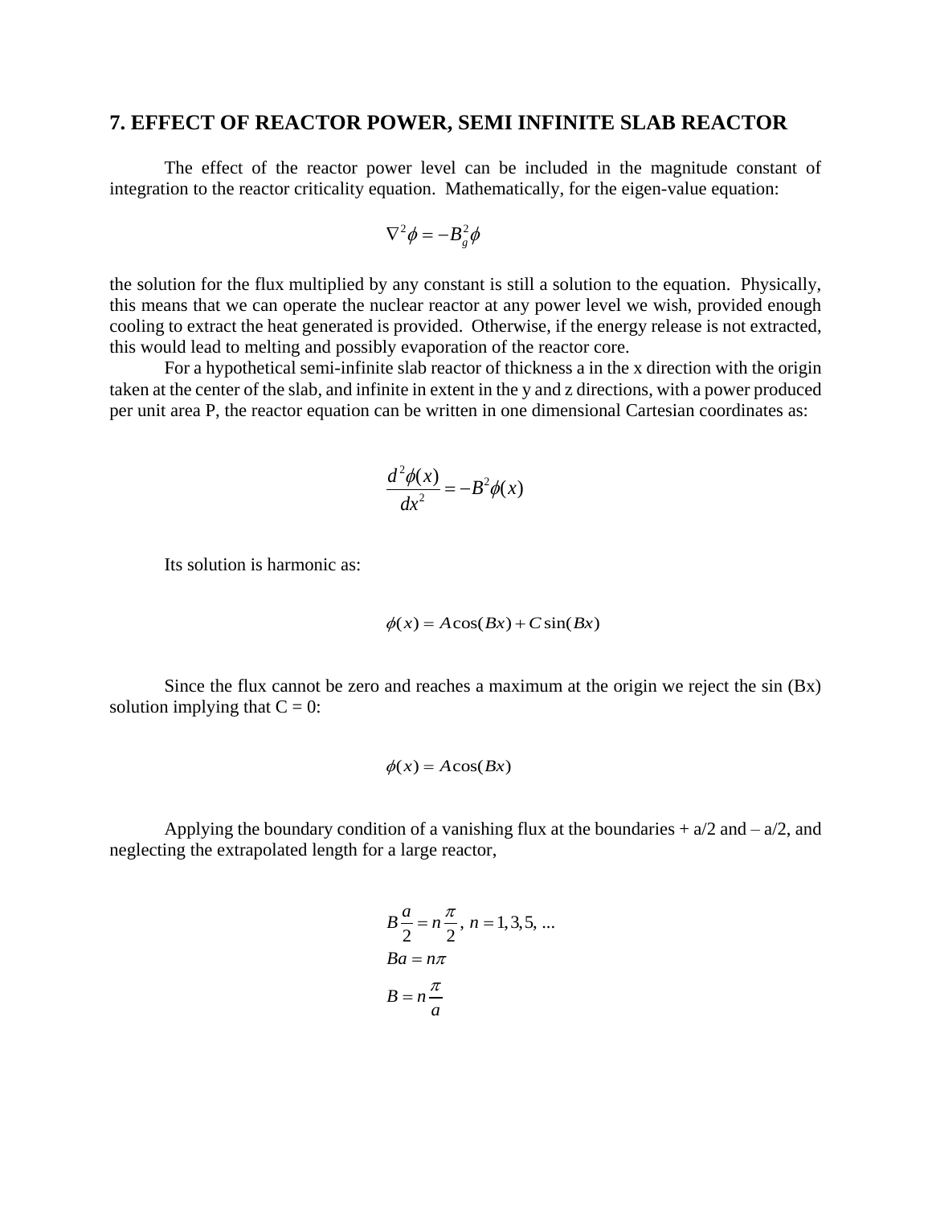## 7. EFFECT OF REACTOR POWER, SEMI INFINITE SLAB REACTOR

The effect of the reactor power level can be included in the magnitude constant of integration to the reactor criticality equation. Mathematically, for the eigen-value equation:

$$\nabla^2\phi = -B_g^2\phi$$

the solution for the flux multiplied by any constant is still a solution to the equation. Physically, this means that we can operate the nuclear reactor at any power level we wish, provided enough cooling to extract the heat generated is provided. Otherwise, if the energy release is not extracted, this would lead to melting and possibly evaporation of the reactor core.

For a hypothetical semi-infinite slab reactor of thickness a in the x direction with the origin taken at the center of the slab, and infinite in extent in the y and z directions, with a power produced per unit area P, the reactor equation can be written in one dimensional Cartesian coordinates as:

$$\frac{d^2\phi(x)}{dx^2} = -B^2\phi(x)$$

Its solution is harmonic as:

$$\phi(x) = A\cos(Bx) + C\sin(Bx)$$

Since the flux cannot be zero and reaches a maximum at the origin we reject the sin (Bx) solution implying that C = 0:

$$\phi(x) = A\cos(Bx)$$

Applying the boundary condition of a vanishing flux at the boundaries + a/2 and – a/2, and neglecting the extrapolated length for a large reactor,

$$B\frac{a}{2} = n\frac{\pi}{2},\ n = 1,3,5,\ ...$$

$$Ba = n\pi$$

$$B = n\frac{\pi}{a}$$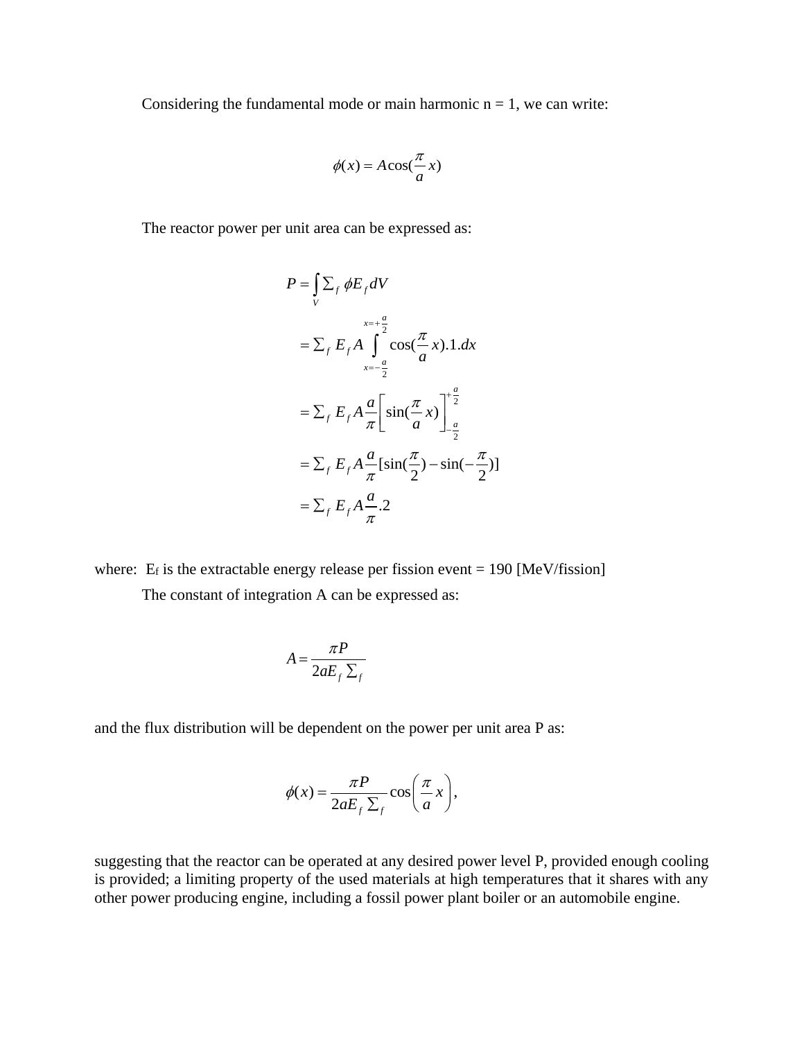Considering the fundamental mode or main harmonic n = 1, we can write:

$$\phi(x) = A\cos(\frac{\pi}{a}x)$$

The reactor power per unit area can be expressed as:

$$
\begin{aligned}
P &= \int_V \Sigma_f \phi E_f dV \\
&= \Sigma_f E_f A \int_{x=-\frac{a}{2}}^{x=+\frac{a}{2}} \cos(\frac{\pi}{a}x).1.dx \\
&= \Sigma_f E_f A \frac{a}{\pi}\left[\sin(\frac{\pi}{a}x)\right]_{-\frac{a}{2}}^{+\frac{a}{2}} \\
&= \Sigma_f E_f A \frac{a}{\pi}[\sin(\frac{\pi}{2}) - \sin(-\frac{\pi}{2})] \\
&= \Sigma_f E_f A \frac{a}{\pi}.2
\end{aligned}
$$

where: $E_f$ is the extractable energy release per fission event = 190 [MeV/fission]

The constant of integration A can be expressed as:

$$A = \frac{\pi P}{2aE_f \Sigma_f}$$

and the flux distribution will be dependent on the power per unit area P as:

$$\phi(x) = \frac{\pi P}{2aE_f \Sigma_f} \cos\left(\frac{\pi}{a}x\right),$$

suggesting that the reactor can be operated at any desired power level P, provided enough cooling is provided; a limiting property of the used materials at high temperatures that it shares with any other power producing engine, including a fossil power plant boiler or an automobile engine.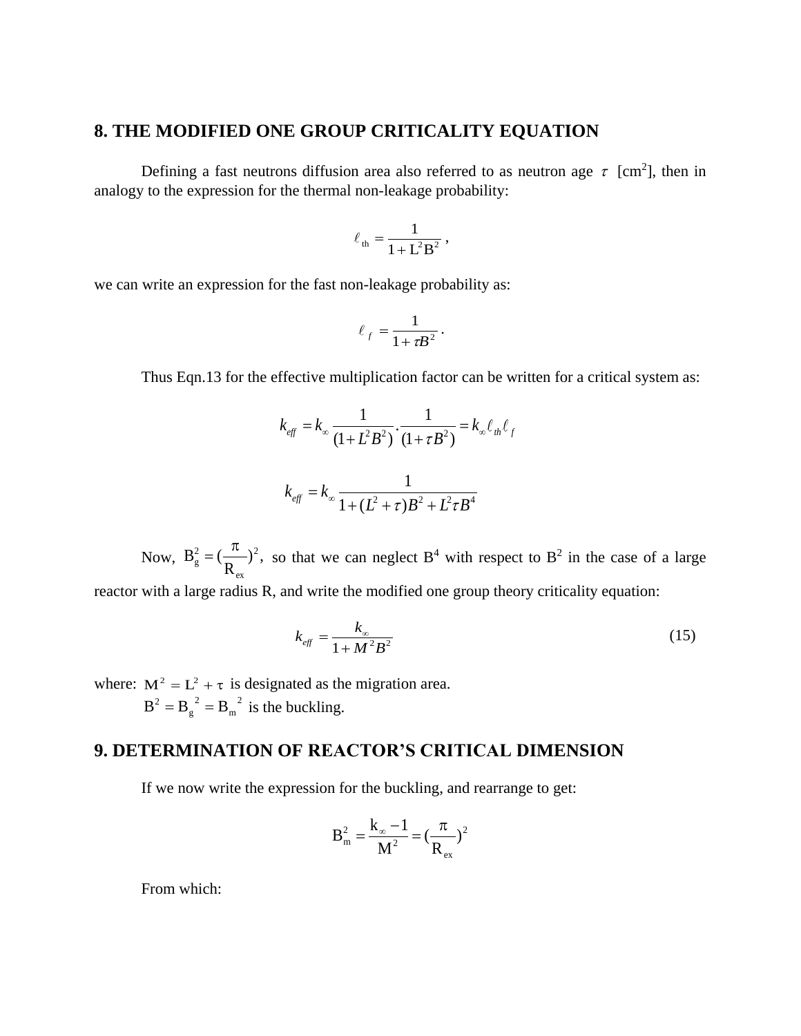## 8. THE MODIFIED ONE GROUP CRITICALITY EQUATION

Defining a fast neutrons diffusion area also referred to as neutron age $\tau$ [cm$^2$], then in analogy to the expression for the thermal non-leakage probability:

$$\ell_{th} = \frac{1}{1 + L^2 B^2} \,,$$

we can write an expression for the fast non-leakage probability as:

$$\ell_f = \frac{1}{1 + \tau B^2} \,.$$

Thus Eqn.13 for the effective multiplication factor can be written for a critical system as:

$$k_{eff} = k_\infty \frac{1}{(1 + L^2 B^2)} \cdot \frac{1}{(1 + \tau B^2)} = k_\infty \ell_{th} \ell_f$$

$$k_{eff} = k_\infty \frac{1}{1 + (L^2 + \tau) B^2 + L^2 \tau B^4}$$

Now, $B_g^2 = (\frac{\pi}{R_{ex}})^2$, so that we can neglect $B^4$ with respect to $B^2$ in the case of a large reactor with a large radius R, and write the modified one group theory criticality equation:

$$k_{eff} = \frac{k_\infty}{1 + M^2 B^2} \tag{15}$$

where: $M^2 = L^2 + \tau$ is designated as the migration area.
$B^2 = B_g{}^2 = B_m{}^2$ is the buckling.

## 9. DETERMINATION OF REACTOR'S CRITICAL DIMENSION

If we now write the expression for the buckling, and rearrange to get:

$$B_m^2 = \frac{k_\infty - 1}{M^2} = (\frac{\pi}{R_{ex}})^2$$

From which: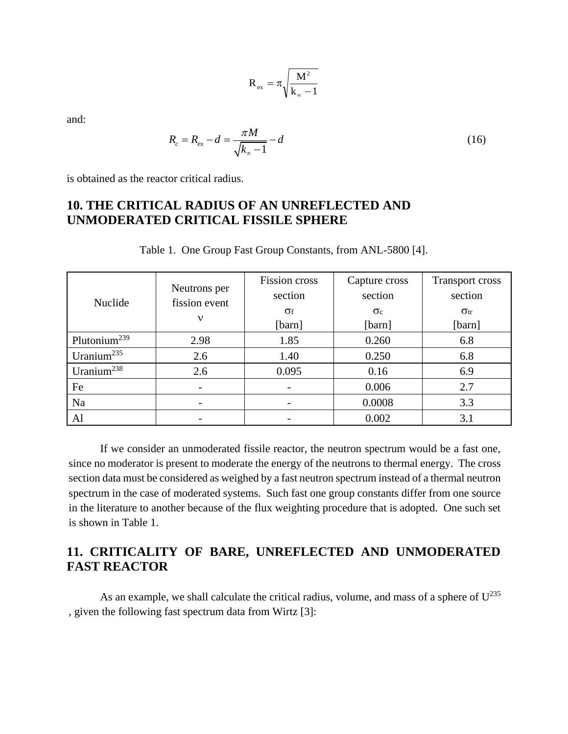$$R_{ex} = \pi \sqrt{\frac{M^2}{k_\infty - 1}}$$

and:

$$R_c = R_{ex} - d = \frac{\pi M}{\sqrt{k_\infty - 1}} - d \tag{16}$$

is obtained as the reactor critical radius.

## 10. THE CRITICAL RADIUS OF AN UNREFLECTED AND UNMODERATED CRITICAL FISSILE SPHERE

Table 1. One Group Fast Group Constants, from ANL-5800 [4].

| Nuclide | Neutrons per fission event $\nu$ | Fission cross section $\sigma_f$ [barn] | Capture cross section $\sigma_c$ [barn] | Transport cross section $\sigma_{tr}$ [barn] |
|---|---|---|---|---|
| Plutonium[239] | 2.98 | 1.85 | 0.260 | 6.8 |
| Uranium[235] | 2.6 | 1.40 | 0.250 | 6.8 |
| Uranium[238] | 2.6 | 0.095 | 0.16 | 6.9 |
| Fe | - | - | 0.006 | 2.7 |
| Na | - | - | 0.0008 | 3.3 |
| Al | - | - | 0.002 | 3.1 |

If we consider an unmoderated fissile reactor, the neutron spectrum would be a fast one, since no moderator is present to moderate the energy of the neutrons to thermal energy. The cross section data must be considered as weighed by a fast neutron spectrum instead of a thermal neutron spectrum in the case of moderated systems. Such fast one group constants differ from one source in the literature to another because of the flux weighting procedure that is adopted. One such set is shown in Table 1.

## 11. CRITICALITY OF BARE, UNREFLECTED AND UNMODERATED FAST REACTOR

As an example, we shall calculate the critical radius, volume, and mass of a sphere of $U^{235}$ , given the following fast spectrum data from Wirtz [3]: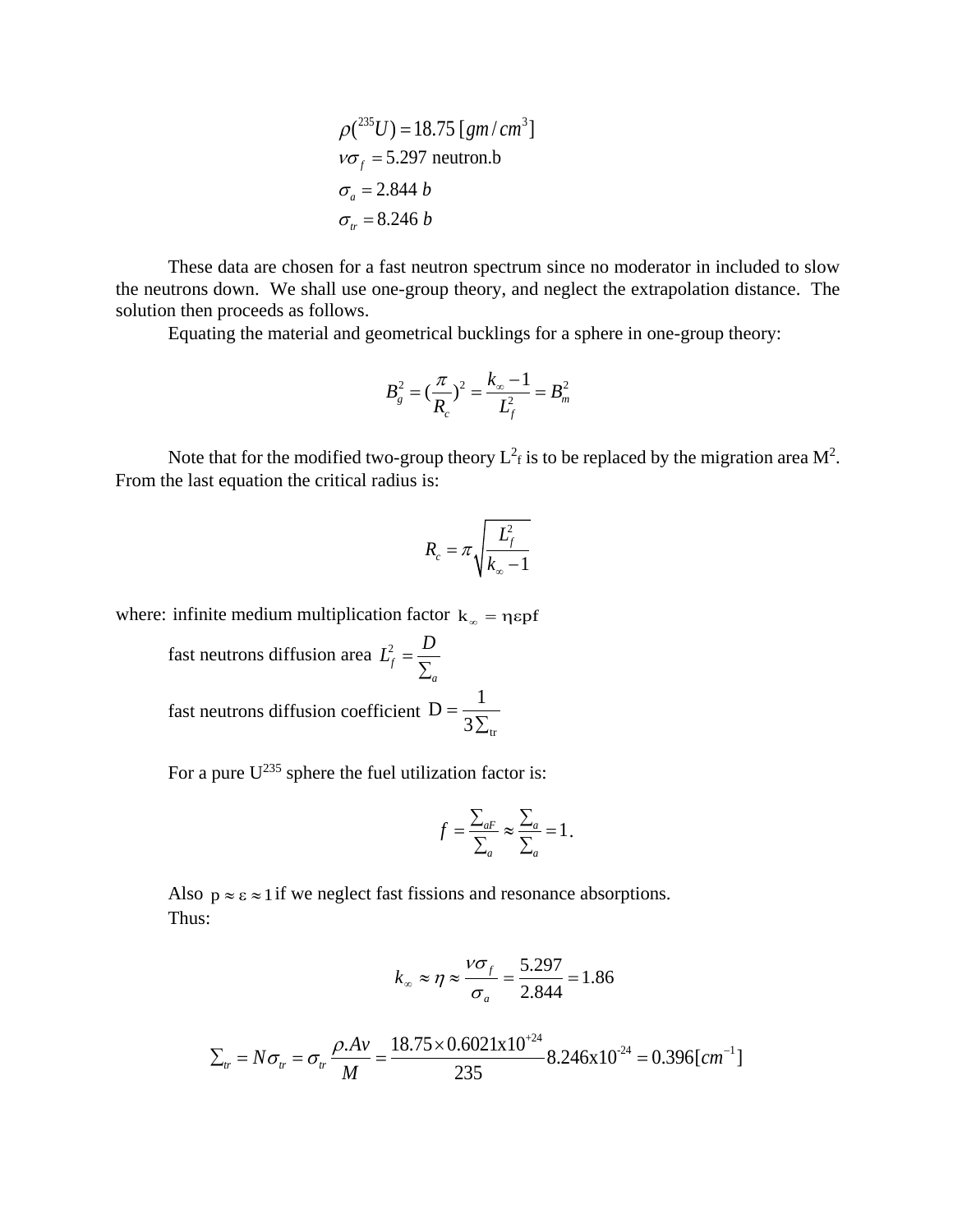$$\rho(^{235}U) = 18.75\ [gm/cm^3]$$
$$\nu\sigma_f = 5.297 \text{ neutron.b}$$
$$\sigma_a = 2.844\ b$$
$$\sigma_{tr} = 8.246\ b$$

These data are chosen for a fast neutron spectrum since no moderator in included to slow the neutrons down. We shall use one-group theory, and neglect the extrapolation distance. The solution then proceeds as follows.

Equating the material and geometrical bucklings for a sphere in one-group theory:

$$B_g^2 = (\frac{\pi}{R_c})^2 = \frac{k_\infty - 1}{L_f^2} = B_m^2$$

Note that for the modified two-group theory $L^2_f$ is to be replaced by the migration area $M^2$. From the last equation the critical radius is:

$$R_c = \pi\sqrt{\frac{L_f^2}{k_\infty - 1}}$$

where: infinite medium multiplication factor $k_\infty = \eta\varepsilon p f$

fast neutrons diffusion area $L_f^2 = \frac{D}{\Sigma_a}$

fast neutrons diffusion coefficient $D = \frac{1}{3\Sigma_{tr}}$

For a pure $U^{235}$ sphere the fuel utilization factor is:

$$f = \frac{\Sigma_{aF}}{\Sigma_a} \approx \frac{\Sigma_a}{\Sigma_a} = 1.$$

Also $p \approx \varepsilon \approx 1$ if we neglect fast fissions and resonance absorptions.

Thus:

$$k_\infty \approx \eta \approx \frac{\nu\sigma_f}{\sigma_a} = \frac{5.297}{2.844} = 1.86$$

$$\Sigma_{tr} = N\sigma_{tr} = \sigma_{tr}\frac{\rho.Av}{M} = \frac{18.75 \times 0.6021\text{x}10^{+24}}{235} 8.246\text{x}10^{-24} = 0.396[cm^{-1}]$$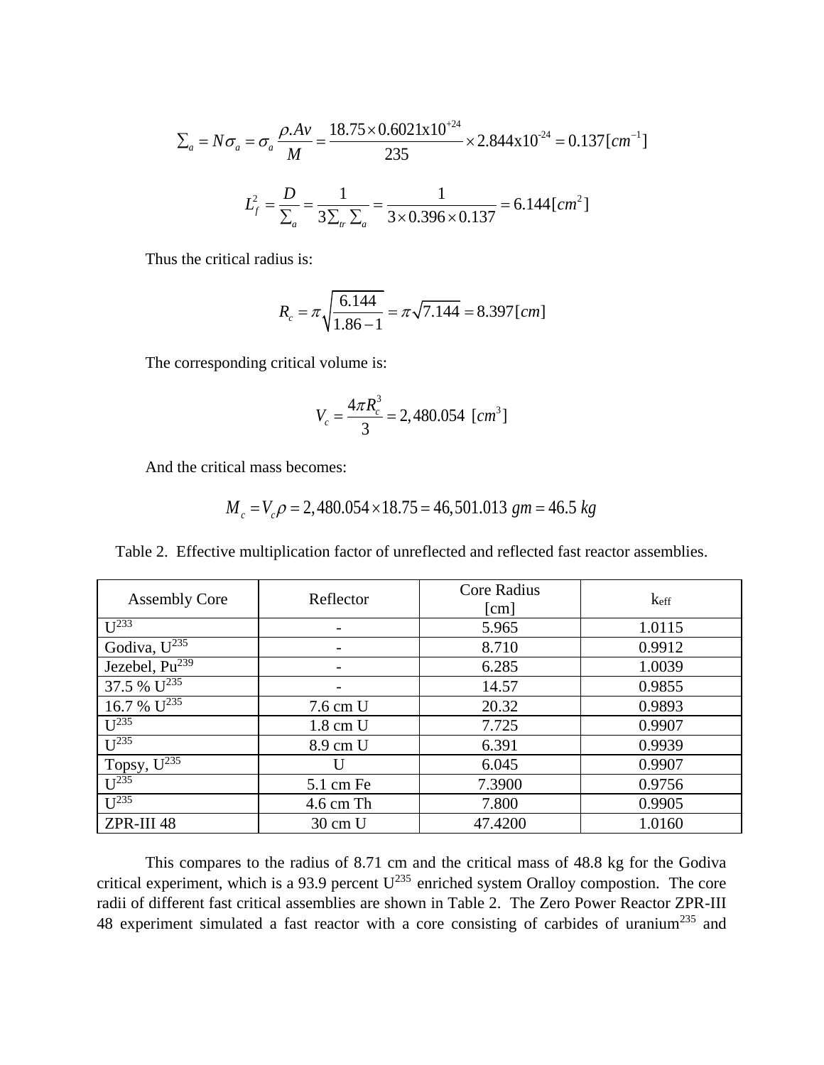$$\sum_a = N\sigma_a = \sigma_a \frac{\rho.Av}{M} = \frac{18.75 \times 0.6021\text{x}10^{+24}}{235} \times 2.844\text{x}10^{-24} = 0.137[cm^{-1}]$$

$$L_f^2 = \frac{D}{\sum_a} = \frac{1}{3\sum_{tr}\sum_a} = \frac{1}{3 \times 0.396 \times 0.137} = 6.144[cm^2]$$

Thus the critical radius is:

$$R_c = \pi\sqrt{\frac{6.144}{1.86-1}} = \pi\sqrt{7.144} = 8.397[cm]$$

The corresponding critical volume is:

$$V_c = \frac{4\pi R_c^3}{3} = 2,480.054 \ [cm^3]$$

And the critical mass becomes:

$$M_c = V_c \rho = 2,480.054 \times 18.75 = 46,501.013 \ gm = 46.5 \ kg$$

Table 2. Effective multiplication factor of unreflected and reflected fast reactor assemblies.

| Assembly Core | Reflector | Core Radius [cm] | $k_{eff}$ |
|---|---|---|---|
| $U^{233}$ | - | 5.965 | 1.0115 |
| Godiva, $U^{235}$ | - | 8.710 | 0.9912 |
| Jezebel, $Pu^{239}$ | - | 6.285 | 1.0039 |
| 37.5 % $U^{235}$ | - | 14.57 | 0.9855 |
| 16.7 % $U^{235}$ | 7.6 cm U | 20.32 | 0.9893 |
| $U^{235}$ | 1.8 cm U | 7.725 | 0.9907 |
| $U^{235}$ | 8.9 cm U | 6.391 | 0.9939 |
| Topsy, $U^{235}$ | U | 6.045 | 0.9907 |
| $U^{235}$ | 5.1 cm Fe | 7.3900 | 0.9756 |
| $U^{235}$ | 4.6 cm Th | 7.800 | 0.9905 |
| ZPR-III 48 | 30 cm U | 47.4200 | 1.0160 |

This compares to the radius of 8.71 cm and the critical mass of 48.8 kg for the Godiva critical experiment, which is a 93.9 percent $U^{235}$ enriched system Oralloy compostion. The core radii of different fast critical assemblies are shown in Table 2. The Zero Power Reactor ZPR-III 48 experiment simulated a fast reactor with a core consisting of carbides of uranium$^{235}$ and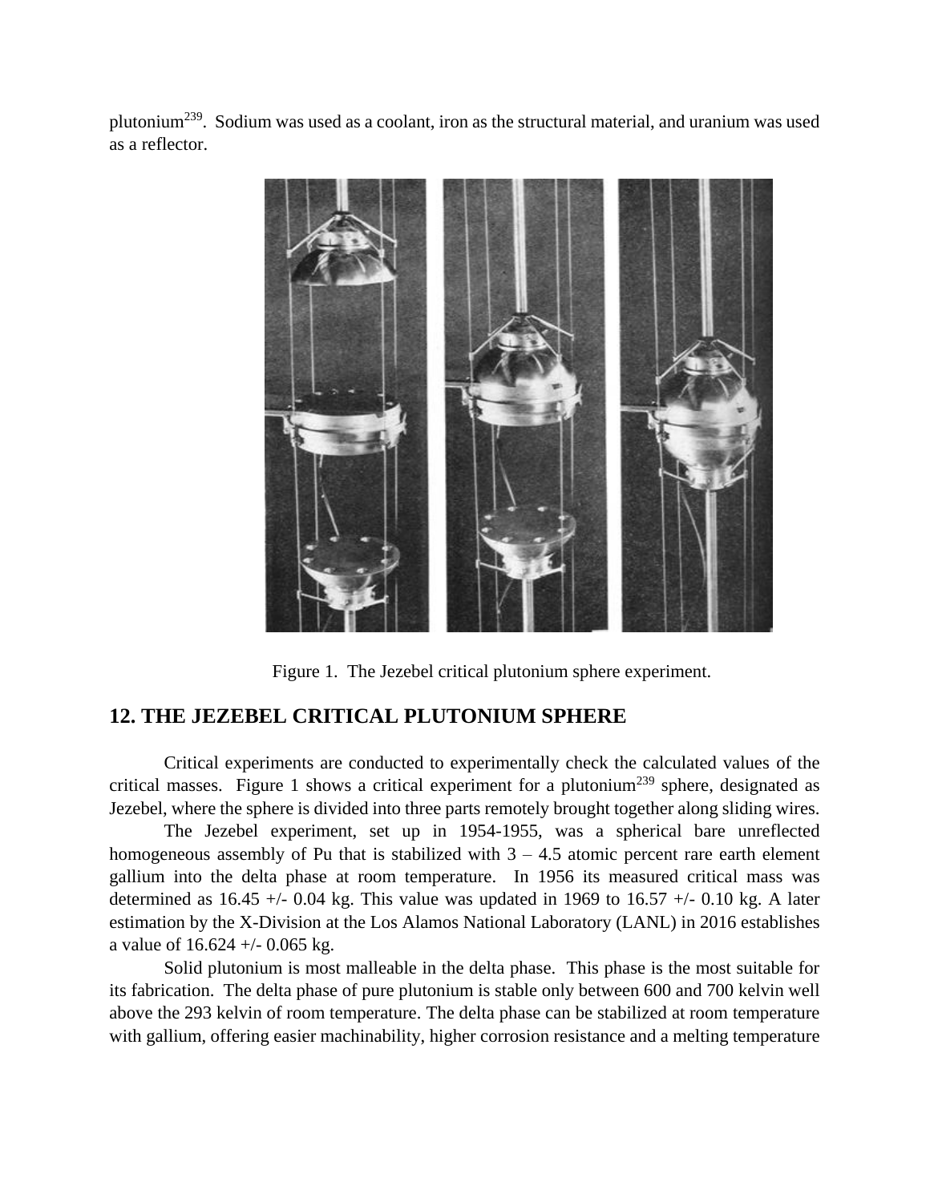plutonium[239]. Sodium was used as a coolant, iron as the structural material, and uranium was used as a reflector.

Figure 1. The Jezebel critical plutonium sphere experiment.

## 12. THE JEZEBEL CRITICAL PLUTONIUM SPHERE

Critical experiments are conducted to experimentally check the calculated values of the critical masses. Figure 1 shows a critical experiment for a plutonium[239] sphere, designated as Jezebel, where the sphere is divided into three parts remotely brought together along sliding wires.

The Jezebel experiment, set up in 1954-1955, was a spherical bare unreflected homogeneous assembly of Pu that is stabilized with 3 – 4.5 atomic percent rare earth element gallium into the delta phase at room temperature. In 1956 its measured critical mass was determined as 16.45 +/- 0.04 kg. This value was updated in 1969 to 16.57 +/- 0.10 kg. A later estimation by the X-Division at the Los Alamos National Laboratory (LANL) in 2016 establishes a value of 16.624 +/- 0.065 kg.

Solid plutonium is most malleable in the delta phase. This phase is the most suitable for its fabrication. The delta phase of pure plutonium is stable only between 600 and 700 kelvin well above the 293 kelvin of room temperature. The delta phase can be stabilized at room temperature with gallium, offering easier machinability, higher corrosion resistance and a melting temperature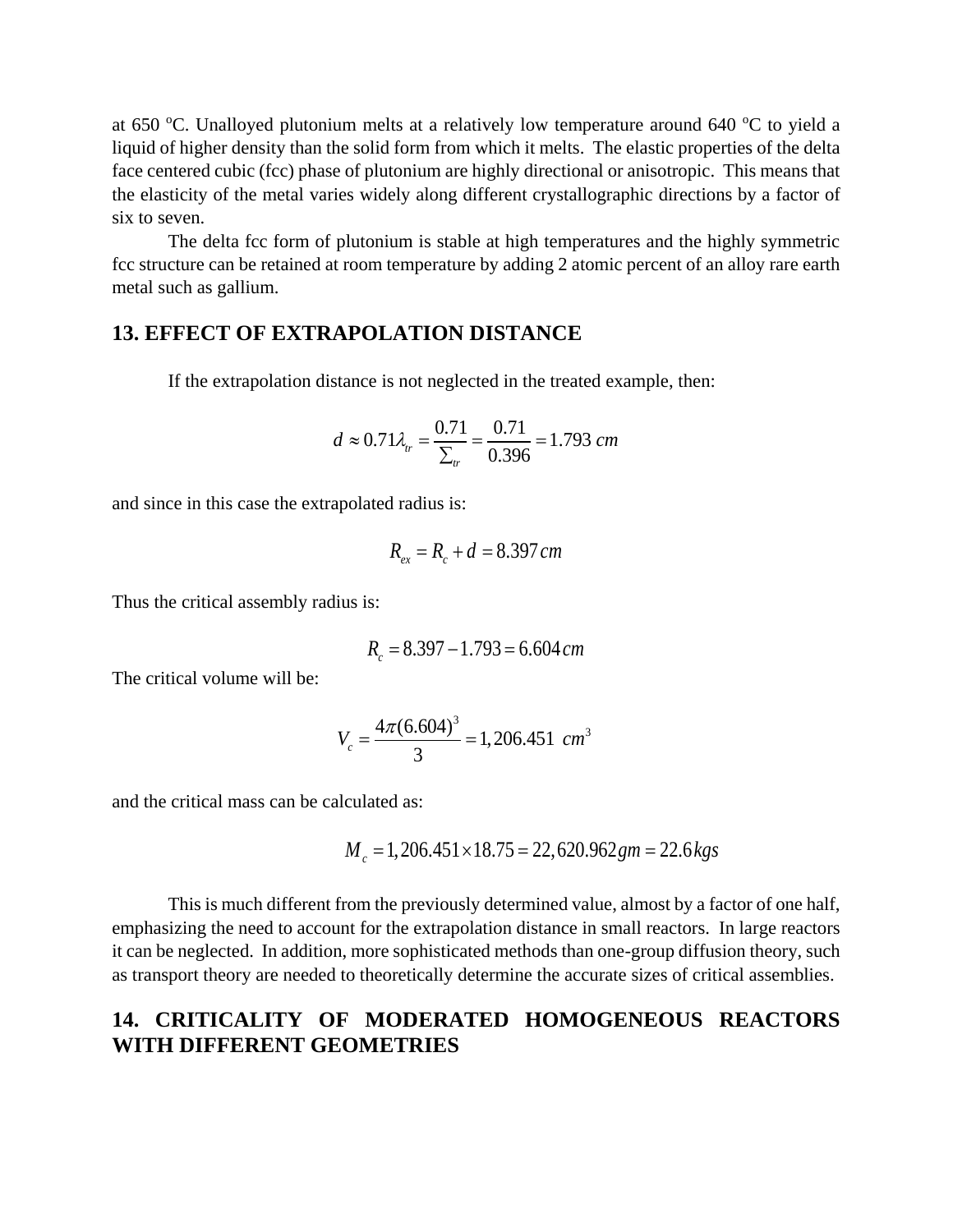at 650 $^oC$. Unalloyed plutonium melts at a relatively low temperature around 640 $^oC$ to yield a liquid of higher density than the solid form from which it melts. The elastic properties of the delta face centered cubic (fcc) phase of plutonium are highly directional or anisotropic. This means that the elasticity of the metal varies widely along different crystallographic directions by a factor of six to seven.

The delta fcc form of plutonium is stable at high temperatures and the highly symmetric fcc structure can be retained at room temperature by adding 2 atomic percent of an alloy rare earth metal such as gallium.

## 13. EFFECT OF EXTRAPOLATION DISTANCE

If the extrapolation distance is not neglected in the treated example, then:

$$d \approx 0.71\lambda_{tr} = \frac{0.71}{\sum_{tr}} = \frac{0.71}{0.396} = 1.793 \ cm$$

and since in this case the extrapolated radius is:

$$R_{ex} = R_c + d = 8.397 \, cm$$

Thus the critical assembly radius is:

$$R_c = 8.397 - 1.793 = 6.604 \, cm$$

The critical volume will be:

$$V_c = \frac{4\pi(6.604)^3}{3} = 1,206.451 \ \ cm^3$$

and the critical mass can be calculated as:

$$M_c = 1,206.451 \times 18.75 = 22,620.962 gm = 22.6 kgs$$

This is much different from the previously determined value, almost by a factor of one half, emphasizing the need to account for the extrapolation distance in small reactors. In large reactors it can be neglected. In addition, more sophisticated methods than one-group diffusion theory, such as transport theory are needed to theoretically determine the accurate sizes of critical assemblies.

## 14. CRITICALITY OF MODERATED HOMOGENEOUS REACTORS WITH DIFFERENT GEOMETRIES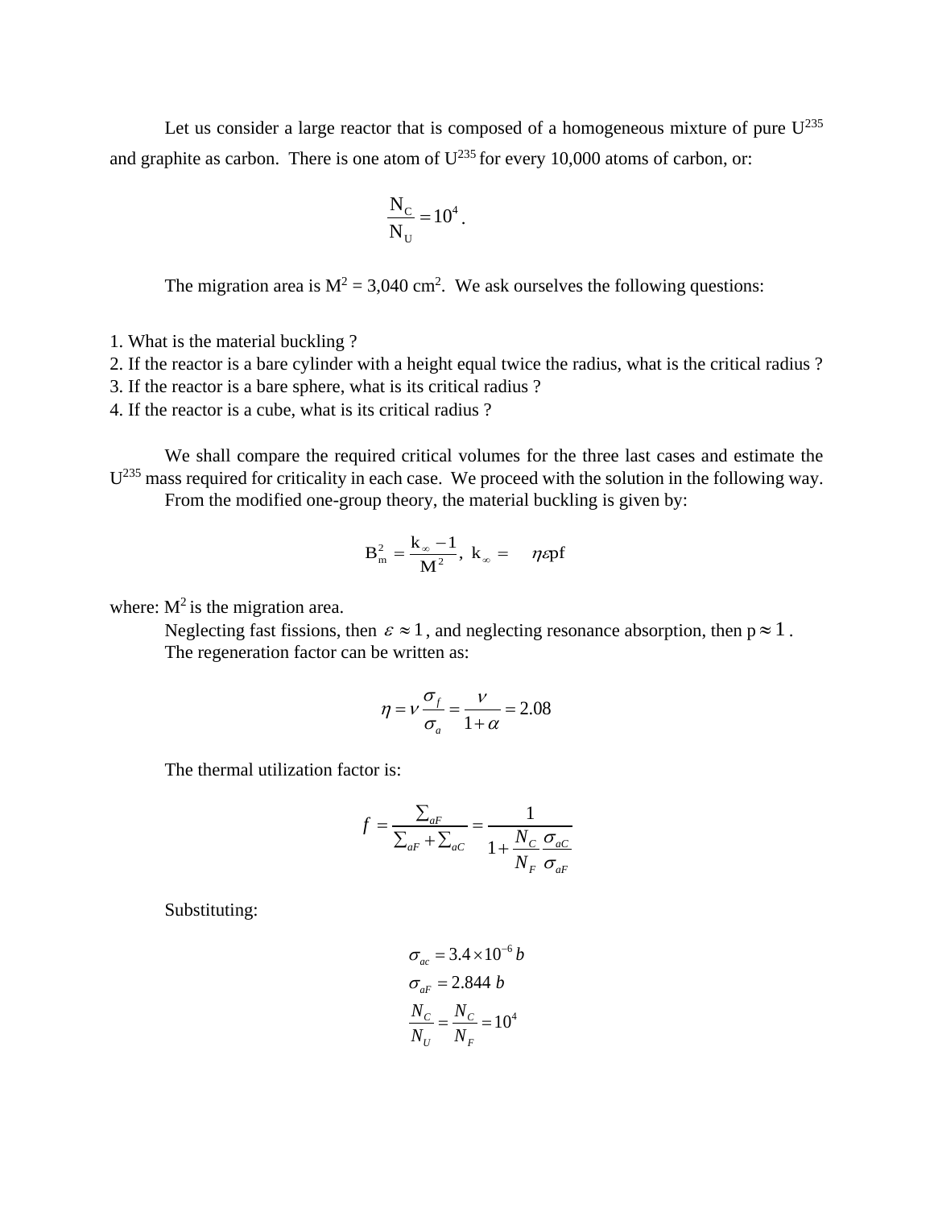Let us consider a large reactor that is composed of a homogeneous mixture of pure $U^{235}$ and graphite as carbon. There is one atom of $U^{235}$ for every 10,000 atoms of carbon, or:

$$\frac{N_C}{N_U} = 10^4 .$$

The migration area is $M^2$ = 3,040 $cm^2$. We ask ourselves the following questions:

1. What is the material buckling ?
2. If the reactor is a bare cylinder with a height equal twice the radius, what is the critical radius ?
3. If the reactor is a bare sphere, what is its critical radius ?
4. If the reactor is a cube, what is its critical radius ?

We shall compare the required critical volumes for the three last cases and estimate the $U^{235}$ mass required for criticality in each case. We proceed with the solution in the following way.

From the modified one-group theory, the material buckling is given by:

$$B_m^2 = \frac{k_\infty - 1}{M^2}, \; k_\infty = \quad \eta\varepsilon pf$$

where: $M^2$ is the migration area.

Neglecting fast fissions, then $\varepsilon \approx 1$, and neglecting resonance absorption, then $p \approx 1$.

The regeneration factor can be written as:

$$\eta = \nu \frac{\sigma_f}{\sigma_a} = \frac{\nu}{1+\alpha} = 2.08$$

The thermal utilization factor is:

$$f = \frac{\sum_{aF}}{\sum_{aF} + \sum_{aC}} = \frac{1}{1 + \dfrac{N_C}{N_F}\dfrac{\sigma_{aC}}{\sigma_{aF}}}$$

Substituting:

$$\sigma_{ac} = 3.4 \times 10^{-6}\, b$$

$$\sigma_{aF} = 2.844\ b$$

$$\frac{N_C}{N_U} = \frac{N_C}{N_F} = 10^4$$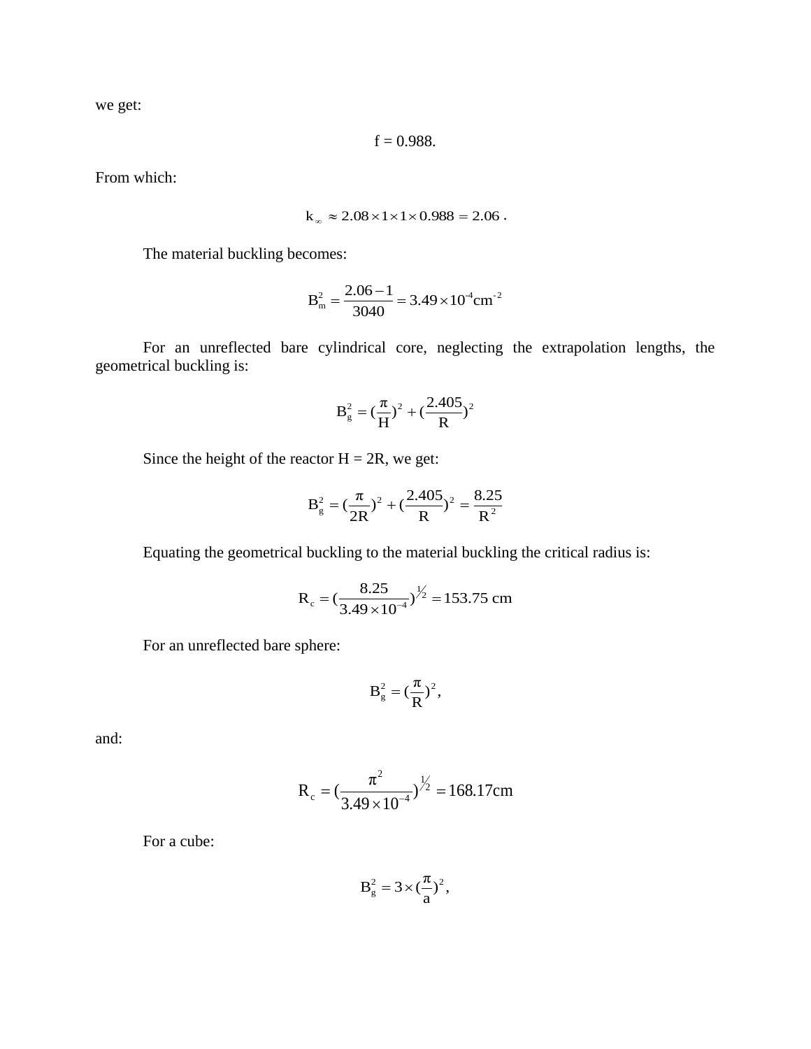we get:

$$f = 0.988.$$

From which:

$$k_\infty \approx 2.08 \times 1 \times 1 \times 0.988 = 2.06 .$$

The material buckling becomes:

$$B_m^2 = \frac{2.06 - 1}{3040} = 3.49 \times 10^{-4} cm^{-2}$$

For an unreflected bare cylindrical core, neglecting the extrapolation lengths, the geometrical buckling is:

$$B_g^2 = (\frac{\pi}{H})^2 + (\frac{2.405}{R})^2$$

Since the height of the reactor H = 2R, we get:

$$B_g^2 = (\frac{\pi}{2R})^2 + (\frac{2.405}{R})^2 = \frac{8.25}{R^2}$$

Equating the geometrical buckling to the material buckling the critical radius is:

$$R_c = (\frac{8.25}{3.49 \times 10^{-4}})^{1/2} = 153.75 \text{ cm}$$

For an unreflected bare sphere:

$$B_g^2 = (\frac{\pi}{R})^2 ,$$

and:

$$R_c = (\frac{\pi^2}{3.49 \times 10^{-4}})^{1/2} = 168.17 \text{cm}$$

For a cube:

$$B_g^2 = 3 \times (\frac{\pi}{a})^2 ,$$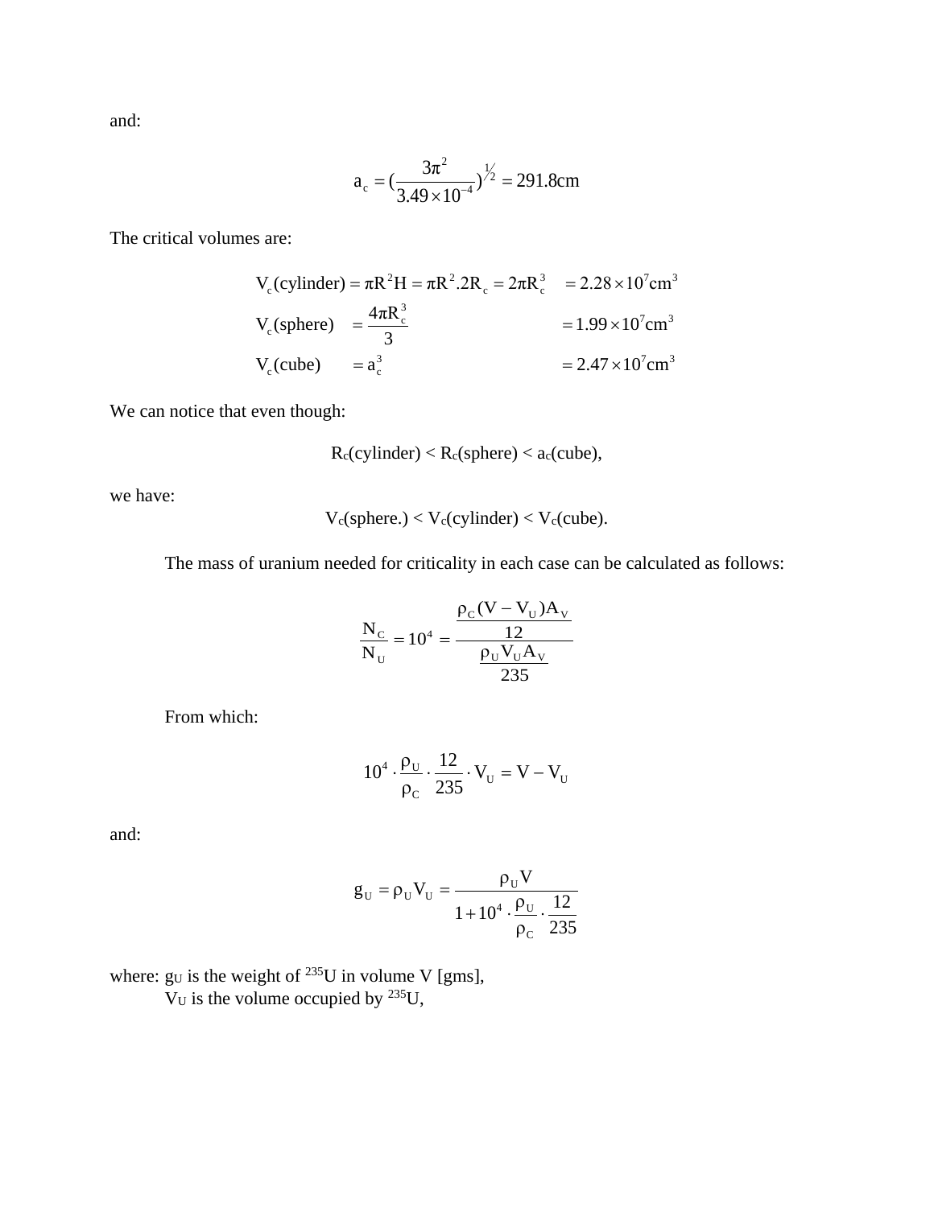and:

$$a_c = \left(\frac{3\pi^2}{3.49 \times 10^{-4}}\right)^{1/2} = 291.8\text{cm}$$

The critical volumes are:

$$V_c(\text{cylinder}) = \pi R^2 H = \pi R^2 .2R_c = 2\pi R_c^3 \quad = 2.28 \times 10^7 \text{cm}^3$$

$$V_c(\text{sphere}) \quad = \frac{4\pi R_c^3}{3} \quad = 1.99 \times 10^7 \text{cm}^3$$

$$V_c(\text{cube}) \quad = a_c^3 \quad = 2.47 \times 10^7 \text{cm}^3$$

We can notice that even though:

$$R_c(\text{cylinder}) < R_c(\text{sphere}) < a_c(\text{cube}),$$

we have:

$$V_c(\text{sphere.}) < V_c(\text{cylinder}) < V_c(\text{cube}).$$

The mass of uranium needed for criticality in each case can be calculated as follows:

$$\frac{N_C}{N_U} = 10^4 = \frac{\dfrac{\rho_C (V - V_U) A_V}{12}}{\dfrac{\rho_U V_U A_V}{235}}$$

From which:

$$10^4 \cdot \frac{\rho_U}{\rho_C} \cdot \frac{12}{235} \cdot V_U = V - V_U$$

and:

$$g_U = \rho_U V_U = \frac{\rho_U V}{1 + 10^4 \cdot \dfrac{\rho_U}{\rho_C} \cdot \dfrac{12}{235}}$$

where: $g_U$ is the weight of $^{235}U$ in volume V [gms],
$V_U$ is the volume occupied by $^{235}U$,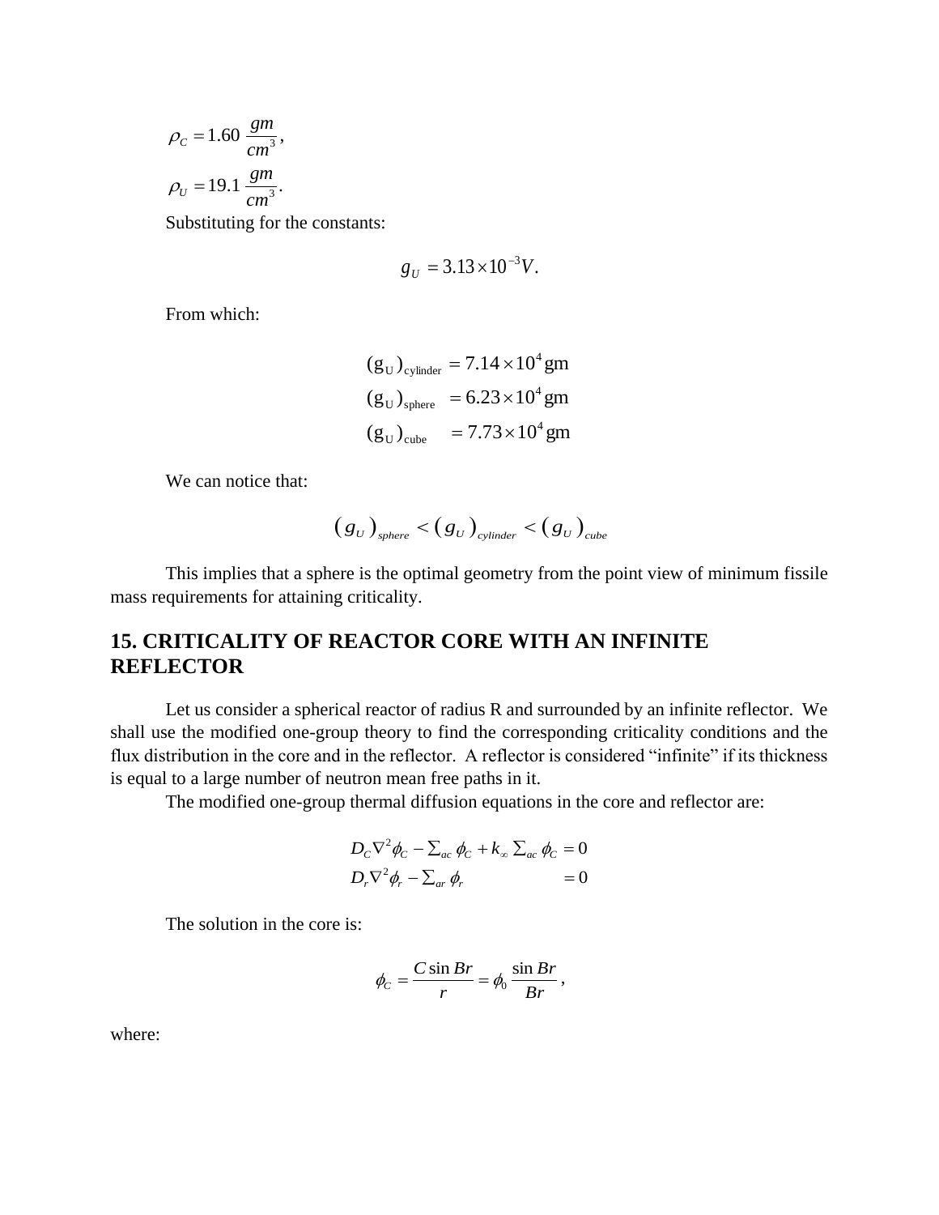$$\rho_C = 1.60 \ \frac{gm}{cm^3},$$

$$\rho_U = 19.1 \ \frac{gm}{cm^3}.$$

Substituting for the constants:

$$g_U = 3.13 \times 10^{-3} V.$$

From which:

$$\begin{aligned}
(\mathrm{g_U})_{\mathrm{cylinder}} &= 7.14 \times 10^4 \,\mathrm{gm} \\
(\mathrm{g_U})_{\mathrm{sphere}} &= 6.23 \times 10^4 \,\mathrm{gm} \\
(\mathrm{g_U})_{\mathrm{cube}} &= 7.73 \times 10^4 \,\mathrm{gm}
\end{aligned}$$

We can notice that:

$$(g_U)_{sphere} < (g_U)_{cylinder} < (g_U)_{cube}$$

This implies that a sphere is the optimal geometry from the point view of minimum fissile mass requirements for attaining criticality.

## 15. CRITICALITY OF REACTOR CORE WITH AN INFINITE REFLECTOR

Let us consider a spherical reactor of radius R and surrounded by an infinite reflector. We shall use the modified one-group theory to find the corresponding criticality conditions and the flux distribution in the core and in the reflector. A reflector is considered "infinite" if its thickness is equal to a large number of neutron mean free paths in it.

The modified one-group thermal diffusion equations in the core and reflector are:

$$\begin{aligned}
D_C \nabla^2 \phi_C - \Sigma_{ac} \, \phi_C + k_\infty \, \Sigma_{ac} \, \phi_C &= 0 \\
D_r \nabla^2 \phi_r - \Sigma_{ar} \, \phi_r &= 0
\end{aligned}$$

The solution in the core is:

$$\phi_C = \frac{C \sin Br}{r} = \phi_0 \, \frac{\sin Br}{Br},$$

where: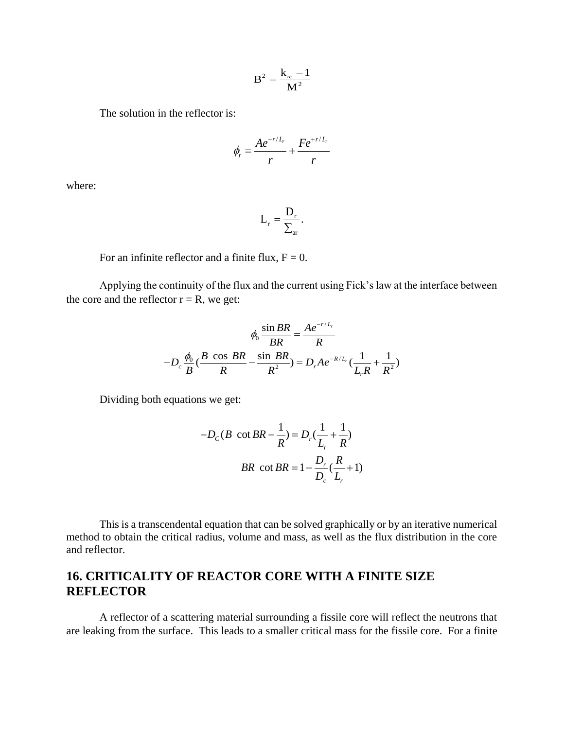$$B^2 = \frac{k_\infty - 1}{M^2}$$

The solution in the reflector is:

$$\phi_r = \frac{Ae^{-r/L_r}}{r} + \frac{Fe^{+r/L_r}}{r}$$

where:

$$L_r = \frac{D_r}{\sum_{ar}}.$$

For an infinite reflector and a finite flux, F = 0.

Applying the continuity of the flux and the current using Fick's law at the interface between the core and the reflector r = R, we get:

$$\phi_0 \frac{\sin BR}{BR} = \frac{Ae^{-r/L_r}}{R}$$

$$-D_c \frac{\phi_0}{B}\left(\frac{B\ \cos\ BR}{R} - \frac{\sin\ BR}{R^2}\right) = D_r A e^{-R/L_r}\left(\frac{1}{L_r R} + \frac{1}{R^2}\right)$$

Dividing both equations we get:

$$-D_C\left(B\ \cot BR - \frac{1}{R}\right) = D_r\left(\frac{1}{L_r} + \frac{1}{R}\right)$$

$$BR\ \cot BR = 1 - \frac{D_r}{D_c}\left(\frac{R}{L_r} + 1\right)$$

This is a transcendental equation that can be solved graphically or by an iterative numerical method to obtain the critical radius, volume and mass, as well as the flux distribution in the core and reflector.

## 16. CRITICALITY OF REACTOR CORE WITH A FINITE SIZE REFLECTOR

A reflector of a scattering material surrounding a fissile core will reflect the neutrons that are leaking from the surface. This leads to a smaller critical mass for the fissile core. For a finite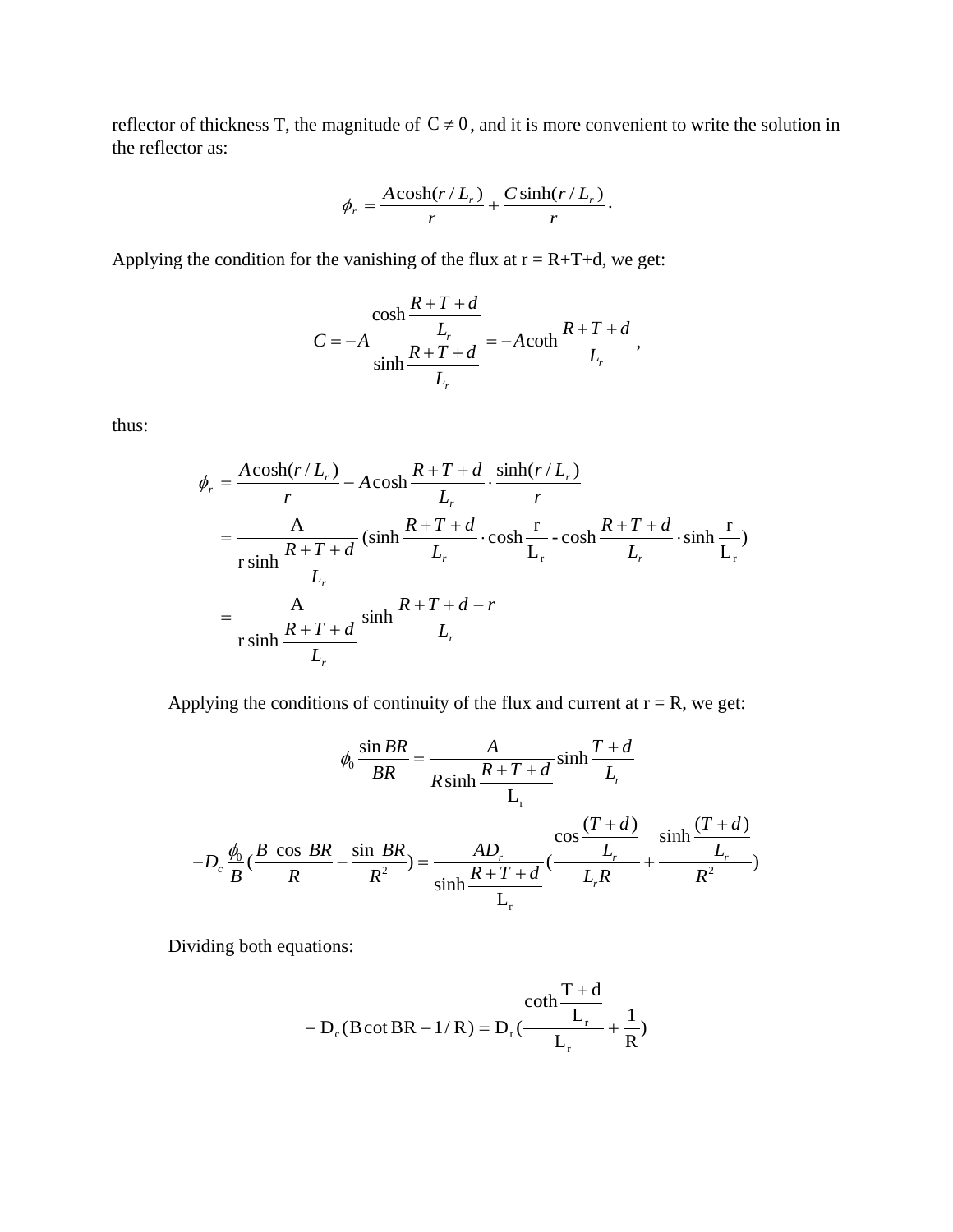reflector of thickness T, the magnitude of $C \neq 0$, and it is more convenient to write the solution in the reflector as:

$$\phi_r = \frac{A\cosh(r/L_r)}{r} + \frac{C\sinh(r/L_r)}{r}.$$

Applying the condition for the vanishing of the flux at r = R+T+d, we get:

$$C = -A\frac{\cosh\dfrac{R+T+d}{L_r}}{\sinh\dfrac{R+T+d}{L_r}} = -A\coth\frac{R+T+d}{L_r},$$

thus:

$$\begin{aligned}
\phi_r &= \frac{A\cosh(r/L_r)}{r} - A\cosh\frac{R+T+d}{L_r}\cdot\frac{\sinh(r/L_r)}{r} \\
&= \frac{\mathrm{A}}{\mathrm{r}\sinh\dfrac{R+T+d}{L_r}}\left(\sinh\frac{R+T+d}{L_r}\cdot\cosh\frac{\mathrm{r}}{\mathrm{L_r}} - \cosh\frac{R+T+d}{L_r}\cdot\sinh\frac{\mathrm{r}}{\mathrm{L_r}}\right) \\
&= \frac{\mathrm{A}}{\mathrm{r}\sinh\dfrac{R+T+d}{L_r}}\sinh\frac{R+T+d-r}{L_r}
\end{aligned}$$

Applying the conditions of continuity of the flux and current at r = R, we get:

$$\phi_0\frac{\sin BR}{BR} = \frac{A}{R\sinh\dfrac{R+T+d}{\mathrm{L_r}}}\sinh\frac{T+d}{L_r}$$

$$-D_c\frac{\phi_0}{B}\left(\frac{B\ \cos\ BR}{R} - \frac{\sin\ BR}{R^2}\right) = \frac{AD_r}{\sinh\dfrac{R+T+d}{\mathrm{L_r}}}\left(\frac{\cos\dfrac{(T+d)}{L_r}}{L_rR} + \frac{\sinh\dfrac{(T+d)}{L_r}}{R^2}\right)$$

Dividing both equations:

$$-\mathrm{D_c}(\mathrm{B}\cot\mathrm{BR} - 1/\mathrm{R}) = \mathrm{D_r}\left(\frac{\coth\dfrac{\mathrm{T+d}}{\mathrm{L_r}}}{\mathrm{L_r}} + \frac{1}{\mathrm{R}}\right)$$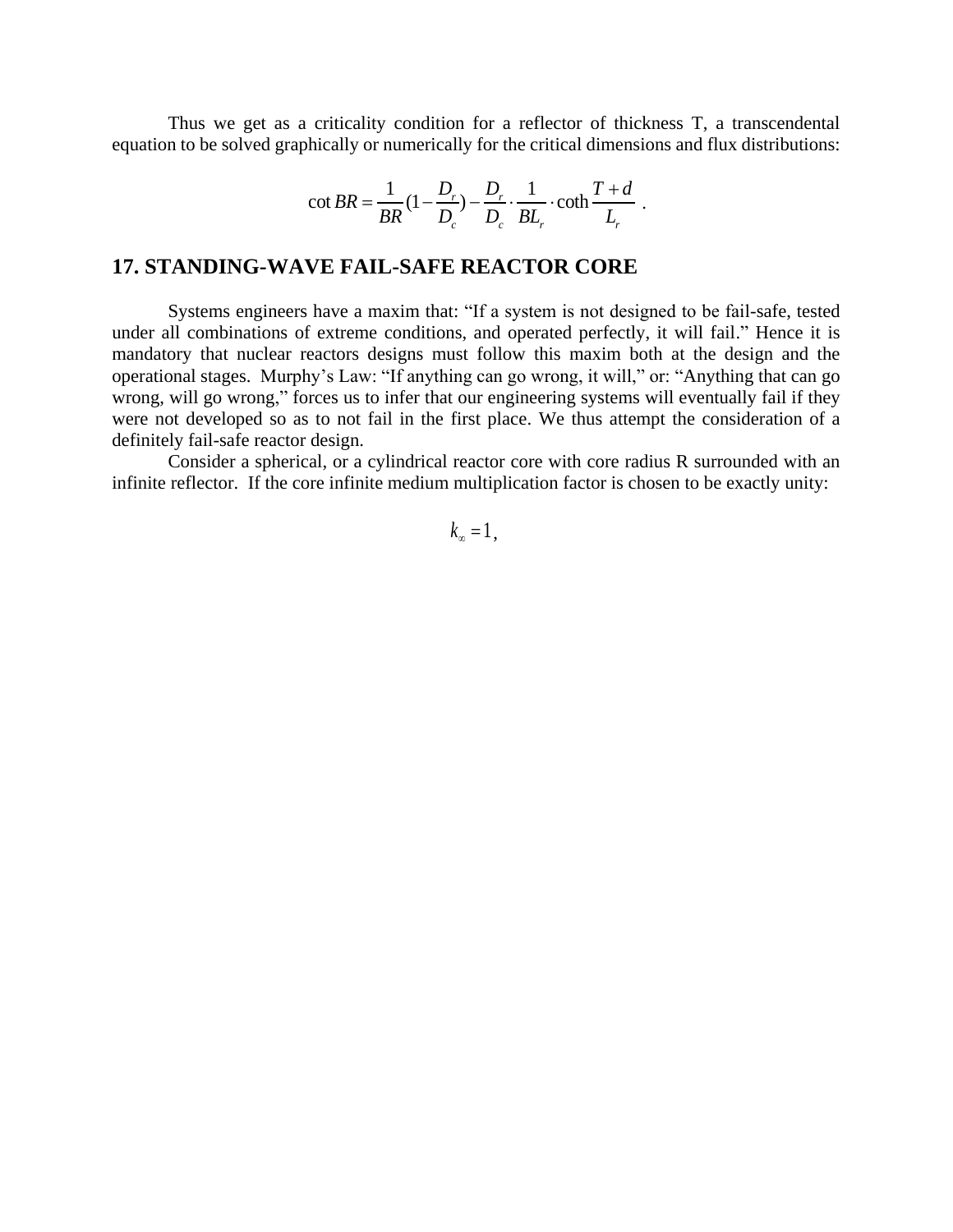Thus we get as a criticality condition for a reflector of thickness T, a transcendental equation to be solved graphically or numerically for the critical dimensions and flux distributions:

$$\cot BR = \frac{1}{BR}(1 - \frac{D_r}{D_c}) - \frac{D_r}{D_c} \cdot \frac{1}{BL_r} \cdot \coth \frac{T+d}{L_r} \ .$$

## 17. STANDING-WAVE FAIL-SAFE REACTOR CORE

Systems engineers have a maxim that: “If a system is not designed to be fail-safe, tested under all combinations of extreme conditions, and operated perfectly, it will fail.” Hence it is mandatory that nuclear reactors designs must follow this maxim both at the design and the operational stages. Murphy’s Law: “If anything can go wrong, it will,” or: “Anything that can go wrong, will go wrong,” forces us to infer that our engineering systems will eventually fail if they were not developed so as to not fail in the first place. We thus attempt the consideration of a definitely fail-safe reactor design.

Consider a spherical, or a cylindrical reactor core with core radius R surrounded with an infinite reflector. If the core infinite medium multiplication factor is chosen to be exactly unity:

$$k_\infty = 1,$$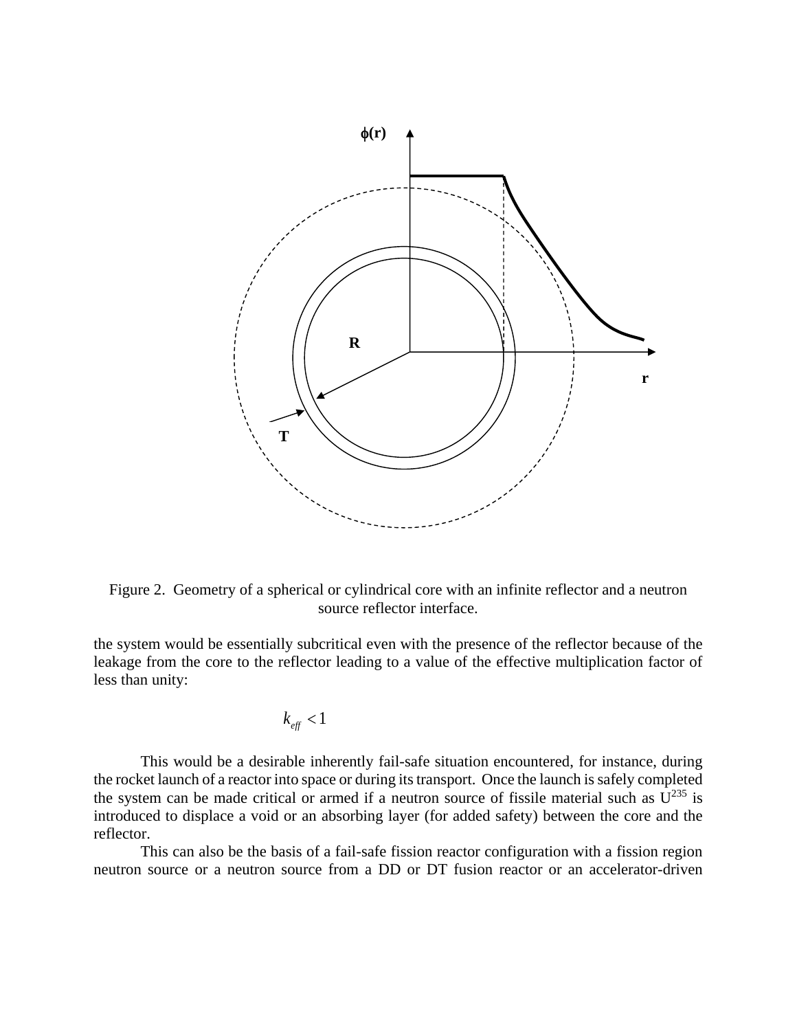Figure 2. Geometry of a spherical or cylindrical core with an infinite reflector and a neutron source reflector interface.

the system would be essentially subcritical even with the presence of the reflector because of the leakage from the core to the reflector leading to a value of the effective multiplication factor of less than unity:

$$k_{eff} < 1$$

This would be a desirable inherently fail-safe situation encountered, for instance, during the rocket launch of a reactor into space or during its transport. Once the launch is safely completed the system can be made critical or armed if a neutron source of fissile material such as $U^{235}$ is introduced to displace a void or an absorbing layer (for added safety) between the core and the reflector.

This can also be the basis of a fail-safe fission reactor configuration with a fission region neutron source or a neutron source from a DD or DT fusion reactor or an accelerator-driven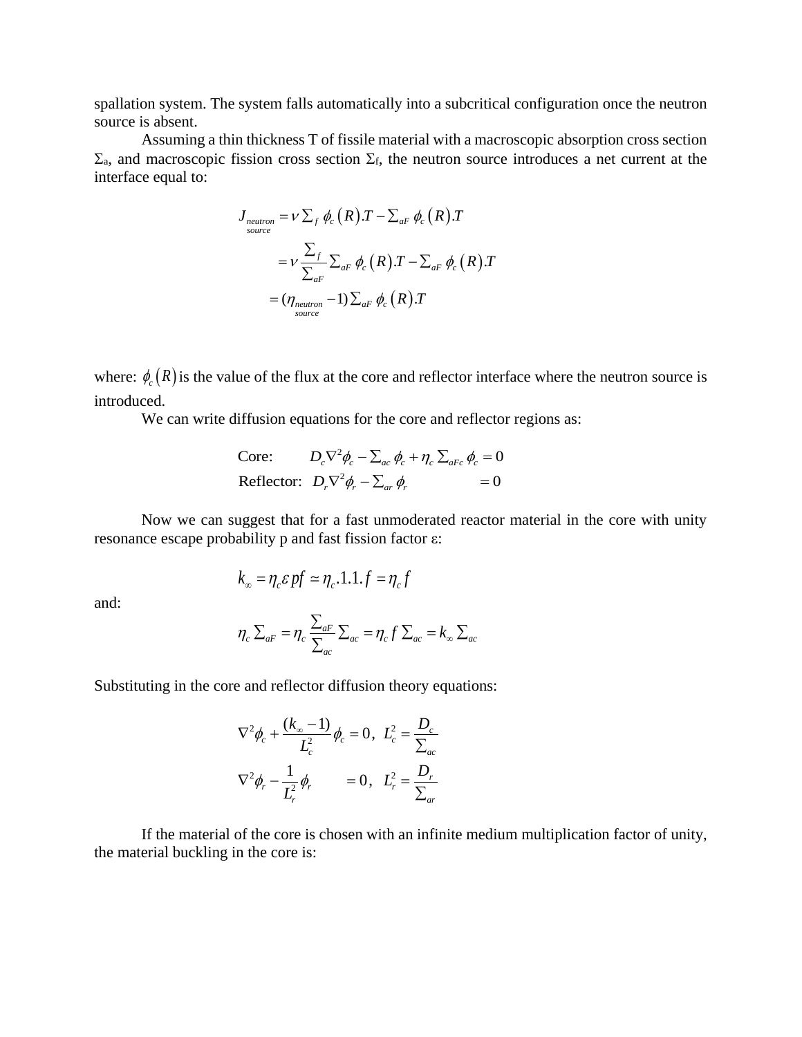spallation system. The system falls automatically into a subcritical configuration once the neutron source is absent.

Assuming a thin thickness T of fissile material with a macroscopic absorption cross section $\Sigma_a$, and macroscopic fission cross section $\Sigma_f$, the neutron source introduces a net current at the interface equal to:

$$
\begin{aligned}
J_{\substack{neutron \\ source}} &= \nu \Sigma_f \, \phi_c(R).T - \Sigma_{aF} \, \phi_c(R).T \\
&= \nu \frac{\Sigma_f}{\Sigma_{aF}} \Sigma_{aF} \, \phi_c(R).T - \Sigma_{aF} \, \phi_c(R).T \\
&= (\eta_{\substack{neutron \\ source}} - 1) \Sigma_{aF} \, \phi_c(R).T
\end{aligned}
$$

where: $\phi_c(R)$ is the value of the flux at the core and reflector interface where the neutron source is introduced.

We can write diffusion equations for the core and reflector regions as:

$$
\begin{aligned}
&\text{Core:} \quad && D_c \nabla^2 \phi_c - \Sigma_{ac} \, \phi_c + \eta_c \Sigma_{aFc} \, \phi_c = 0 \\
&\text{Reflector:} \quad && D_r \nabla^2 \phi_r - \Sigma_{ar} \, \phi_r = 0
\end{aligned}
$$

Now we can suggest that for a fast unmoderated reactor material in the core with unity resonance escape probability p and fast fission factor $\varepsilon$:

$$
k_\infty = \eta_c \varepsilon p f \simeq \eta_c .1.1. f = \eta_c f
$$

and:

$$
\eta_c \Sigma_{aF} = \eta_c \frac{\Sigma_{aF}}{\Sigma_{ac}} \Sigma_{ac} = \eta_c f \Sigma_{ac} = k_\infty \Sigma_{ac}
$$

Substituting in the core and reflector diffusion theory equations:

$$
\begin{aligned}
&\nabla^2 \phi_c + \frac{(k_\infty - 1)}{L_c^2} \phi_c = 0, \quad L_c^2 = \frac{D_c}{\Sigma_{ac}} \\
&\nabla^2 \phi_r - \frac{1}{L_r^2} \phi_r = 0, \quad L_r^2 = \frac{D_r}{\Sigma_{ar}}
\end{aligned}
$$

If the material of the core is chosen with an infinite medium multiplication factor of unity, the material buckling in the core is: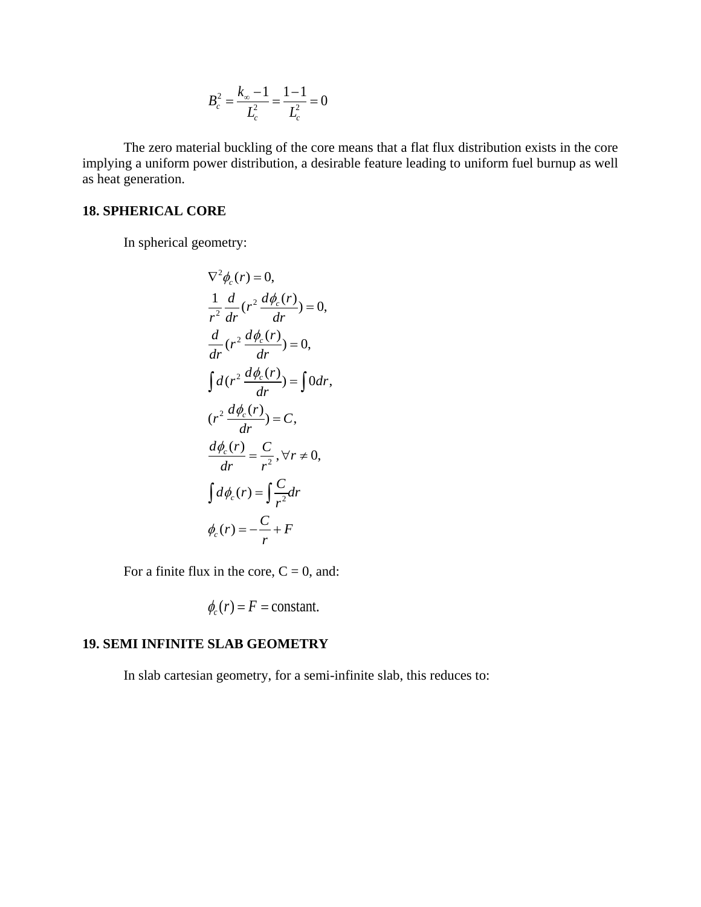$$B_c^2 = \frac{k_\infty - 1}{L_c^2} = \frac{1-1}{L_c^2} = 0$$

The zero material buckling of the core means that a flat flux distribution exists in the core implying a uniform power distribution, a desirable feature leading to uniform fuel burnup as well as heat generation.

## 18. SPHERICAL CORE

In spherical geometry:

$$\nabla^2 \phi_c(r) = 0,$$

$$\frac{1}{r^2}\frac{d}{dr}(r^2 \frac{d\phi_c(r)}{dr}) = 0,$$

$$\frac{d}{dr}(r^2 \frac{d\phi_c(r)}{dr}) = 0,$$

$$\int d(r^2 \frac{d\phi_c(r)}{dr}) = \int 0 dr,$$

$$(r^2 \frac{d\phi_c(r)}{dr}) = C,$$

$$\frac{d\phi_c(r)}{dr} = \frac{C}{r^2}, \forall r \neq 0,$$

$$\int d\phi_c(r) = \int \frac{C}{r^2} dr$$

$$\phi_c(r) = -\frac{C}{r} + F$$

For a finite flux in the core, C = 0, and:

$$\phi_c(r) = F = \text{constant.}$$

## 19. SEMI INFINITE SLAB GEOMETRY

In slab cartesian geometry, for a semi-infinite slab, this reduces to: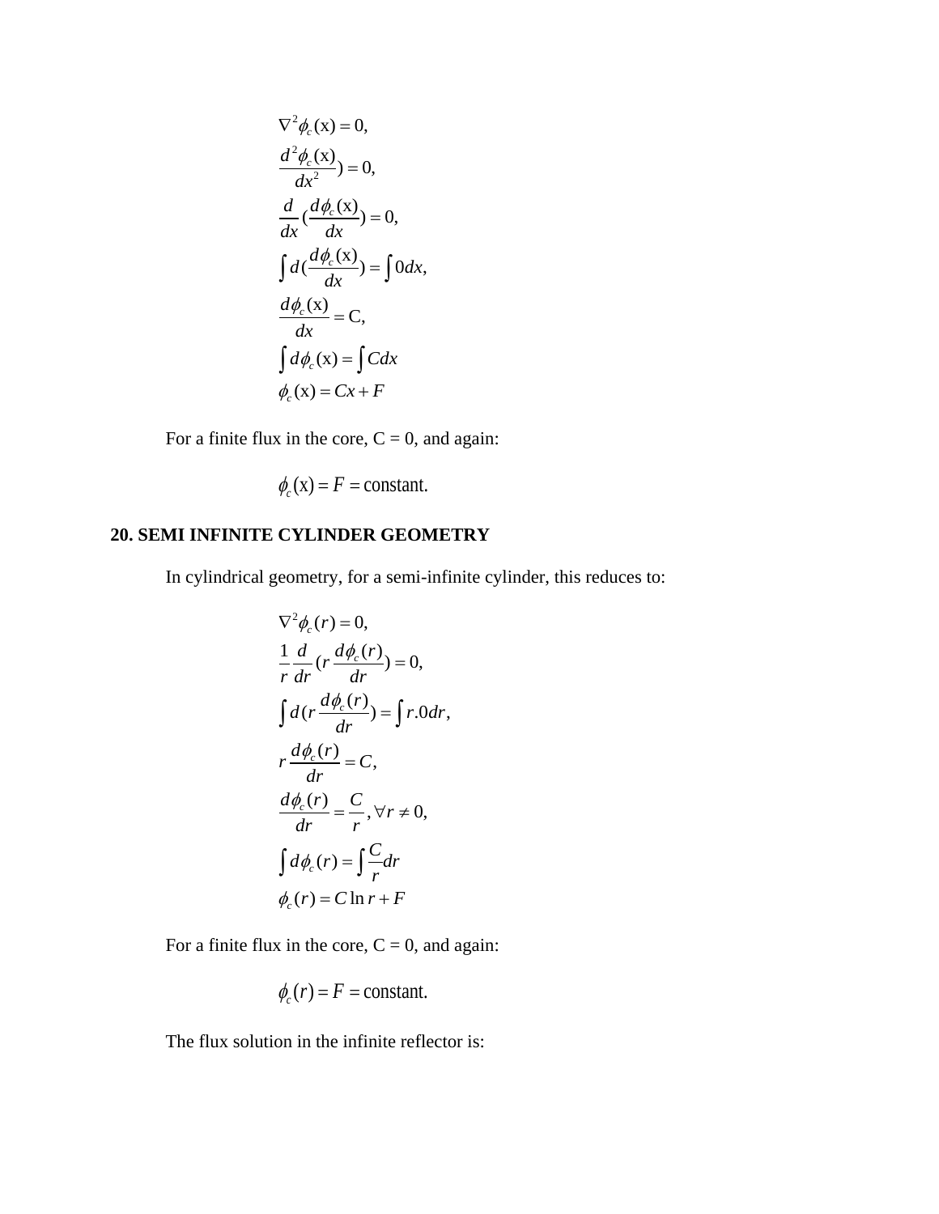$$
\begin{aligned}
&\nabla^2 \phi_c(\mathrm{x}) = 0, \\
&\frac{d^2 \phi_c(\mathrm{x})}{dx^2}) = 0, \\
&\frac{d}{dx}(\frac{d\phi_c(\mathrm{x})}{dx}) = 0, \\
&\int d(\frac{d\phi_c(\mathrm{x})}{dx}) = \int 0 dx, \\
&\frac{d\phi_c(\mathrm{x})}{dx} = \mathrm{C}, \\
&\int d\phi_c(\mathrm{x}) = \int C dx \\
&\phi_c(\mathrm{x}) = Cx + F
\end{aligned}
$$

For a finite flux in the core, C = 0, and again:

$$
\phi_c(\mathrm{x}) = F = \text{constant.}
$$

## 20. SEMI INFINITE CYLINDER GEOMETRY

In cylindrical geometry, for a semi-infinite cylinder, this reduces to:

$$
\begin{aligned}
&\nabla^2 \phi_c(r) = 0, \\
&\frac{1}{r}\frac{d}{dr}(r\frac{d\phi_c(r)}{dr}) = 0, \\
&\int d(r\frac{d\phi_c(r)}{dr}) = \int r.0 dr, \\
&r\frac{d\phi_c(r)}{dr} = C, \\
&\frac{d\phi_c(r)}{dr} = \frac{C}{r}, \forall r \neq 0, \\
&\int d\phi_c(r) = \int \frac{C}{r} dr \\
&\phi_c(r) = C \ln r + F
\end{aligned}
$$

For a finite flux in the core, C = 0, and again:

$$
\phi_c(r) = F = \text{constant.}
$$

The flux solution in the infinite reflector is: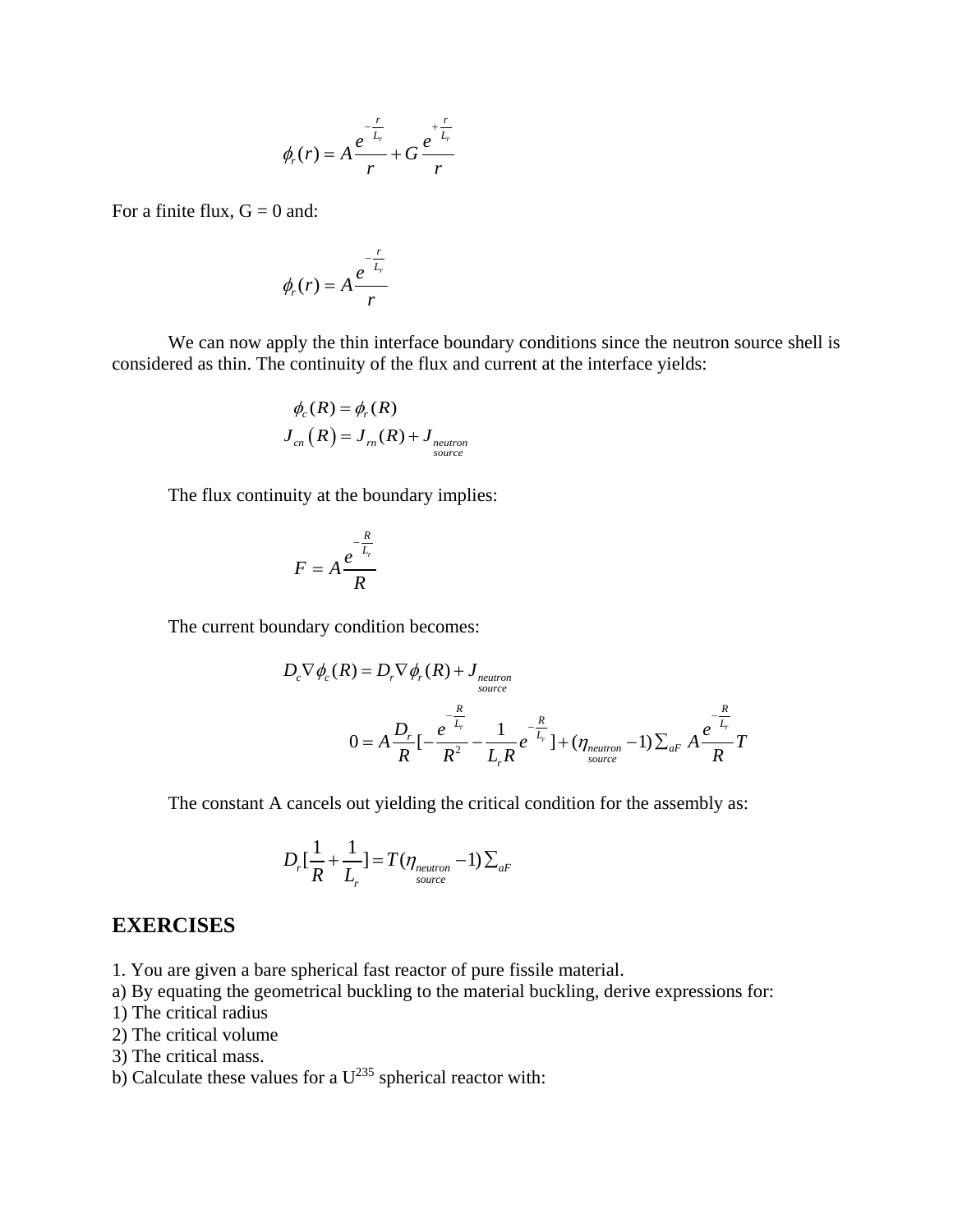$$\phi_r(r) = A\frac{e^{-\frac{r}{L_r}}}{r} + G\frac{e^{+\frac{r}{L_r}}}{r}$$

For a finite flux, G = 0 and:

$$\phi_r(r) = A\frac{e^{-\frac{r}{L_r}}}{r}$$

We can now apply the thin interface boundary conditions since the neutron source shell is considered as thin. The continuity of the flux and current at the interface yields:

$$\phi_c(R) = \phi_r(R)$$
$$J_{cn}(R) = J_{rn}(R) + J_{\substack{neutron\\source}}$$

The flux continuity at the boundary implies:

$$F = A\frac{e^{-\frac{R}{L_r}}}{R}$$

The current boundary condition becomes:

$$D_c\nabla\phi_c(R) = D_r\nabla\phi_r(R) + J_{\substack{neutron\\source}}$$

$$0 = A\frac{D_r}{R}[-\frac{e^{-\frac{R}{L_r}}}{R^2} - \frac{1}{L_r R}e^{-\frac{R}{L_r}}] + (\eta_{\substack{neutron\\source}} - 1)\Sigma_{aF}\ A\frac{e^{-\frac{R}{L_r}}}{R}T$$

The constant A cancels out yielding the critical condition for the assembly as:

$$D_r[\frac{1}{R} + \frac{1}{L_r}] = T(\eta_{\substack{neutron\\source}} - 1)\Sigma_{aF}$$

## EXERCISES

1. You are given a bare spherical fast reactor of pure fissile material.

a) By equating the geometrical buckling to the material buckling, derive expressions for:

1) The critical radius

2) The critical volume

3) The critical mass.

b) Calculate these values for a $U^{235}$ spherical reactor with: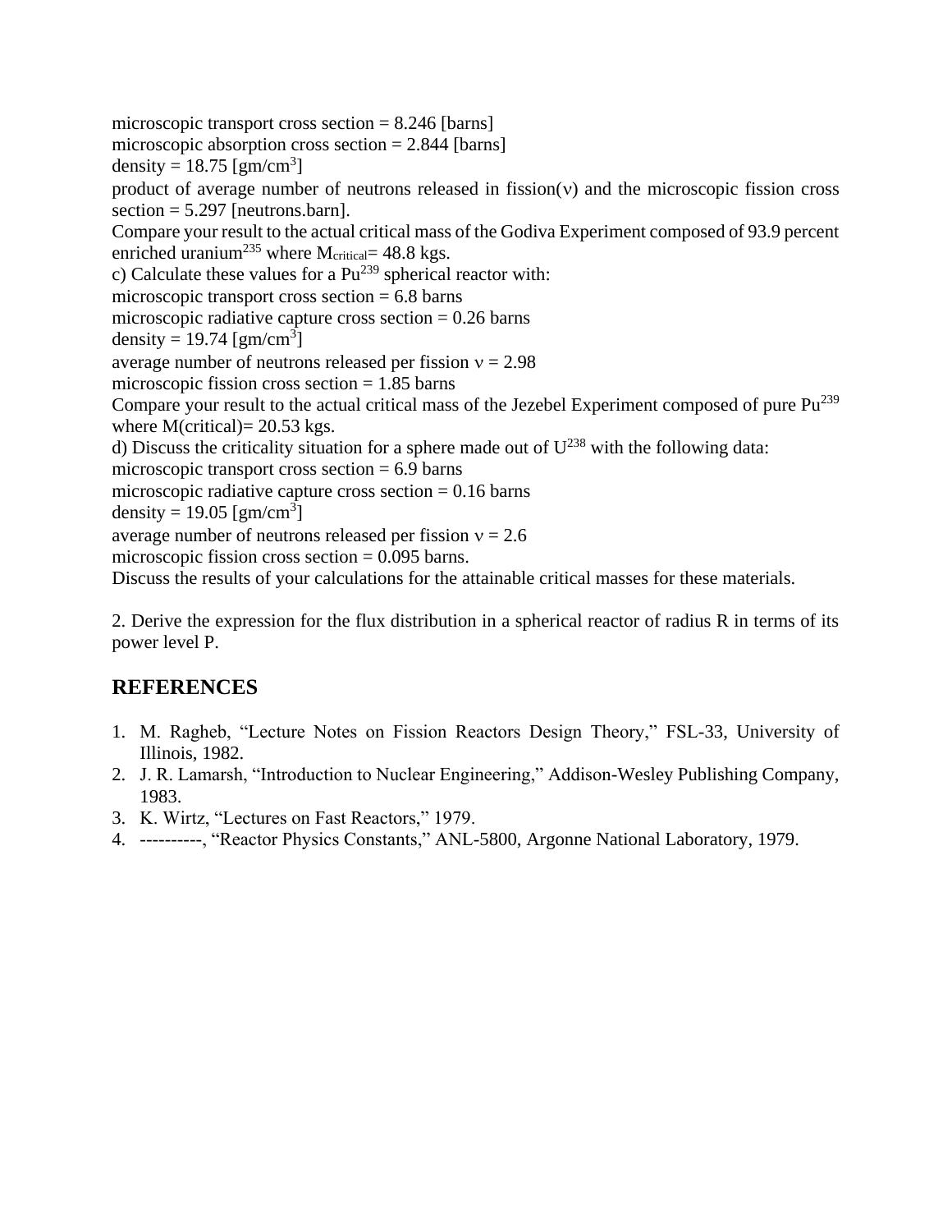microscopic transport cross section = 8.246 [barns]
microscopic absorption cross section = 2.844 [barns]
density = 18.75 [gm/cm$^3$]
product of average number of neutrons released in fission($\nu$) and the microscopic fission cross section = 5.297 [neutrons.barn].
Compare your result to the actual critical mass of the Godiva Experiment composed of 93.9 percent enriched uranium$^{235}$ where $M_{critical}$= 48.8 kgs.
c) Calculate these values for a Pu$^{239}$ spherical reactor with:
microscopic transport cross section = 6.8 barns
microscopic radiative capture cross section = 0.26 barns
density = 19.74 [gm/cm$^3$]
average number of neutrons released per fission $\nu$ = 2.98
microscopic fission cross section = 1.85 barns
Compare your result to the actual critical mass of the Jezebel Experiment composed of pure Pu$^{239}$ where M(critical)= 20.53 kgs.
d) Discuss the criticality situation for a sphere made out of U$^{238}$ with the following data:
microscopic transport cross section = 6.9 barns
microscopic radiative capture cross section = 0.16 barns
density = 19.05 [gm/cm$^3$]
average number of neutrons released per fission $\nu$ = 2.6
microscopic fission cross section = 0.095 barns.
Discuss the results of your calculations for the attainable critical masses for these materials.

2. Derive the expression for the flux distribution in a spherical reactor of radius R in terms of its power level P.

## REFERENCES

1. M. Ragheb, "Lecture Notes on Fission Reactors Design Theory," FSL-33, University of Illinois, 1982.
2. J. R. Lamarsh, "Introduction to Nuclear Engineering," Addison-Wesley Publishing Company, 1983.
3. K. Wirtz, "Lectures on Fast Reactors," 1979.
4. ----------, "Reactor Physics Constants," ANL-5800, Argonne National Laboratory, 1979.